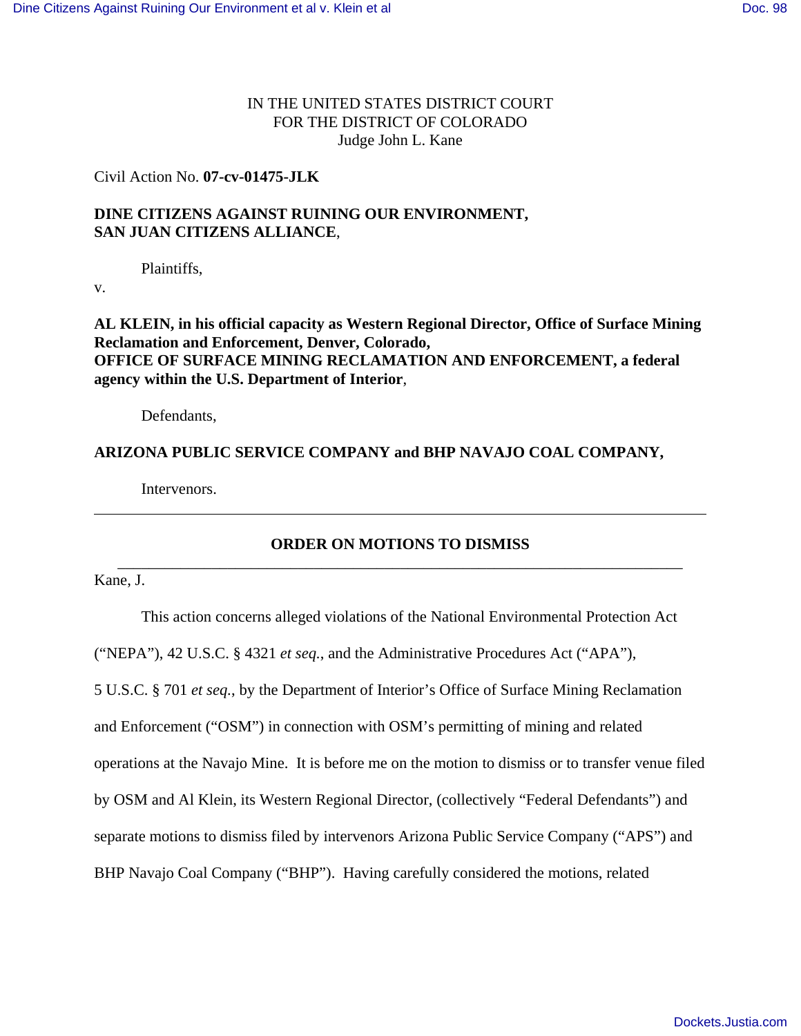IN THE UNITED STATES DISTRICT COURT
FOR THE DISTRICT OF COLORADO
Judge John L. Kane

Civil Action No. **07-cv-01475-JLK**

**DINE CITIZENS AGAINST RUINING OUR ENVIRONMENT,**
**SAN JUAN CITIZENS ALLIANCE**,

Plaintiffs,

v.

**AL KLEIN, in his official capacity as Western Regional Director, Office of Surface Mining Reclamation and Enforcement, Denver, Colorado,**
**OFFICE OF SURFACE MINING RECLAMATION AND ENFORCEMENT, a federal agency within the U.S. Department of Interior**,

Defendants,

**ARIZONA PUBLIC SERVICE COMPANY and BHP NAVAJO COAL COMPANY,**

Intervenors.

---

## ORDER ON MOTIONS TO DISMISS

---

Kane, J.

This action concerns alleged violations of the National Environmental Protection Act ("NEPA"), 42 U.S.C. § 4321 *et seq.*, and the Administrative Procedures Act ("APA"), 5 U.S.C. § 701 *et seq.*, by the Department of Interior's Office of Surface Mining Reclamation and Enforcement ("OSM") in connection with OSM's permitting of mining and related operations at the Navajo Mine. It is before me on the motion to dismiss or to transfer venue filed by OSM and Al Klein, its Western Regional Director, (collectively "Federal Defendants") and separate motions to dismiss filed by intervenors Arizona Public Service Company ("APS") and BHP Navajo Coal Company ("BHP"). Having carefully considered the motions, related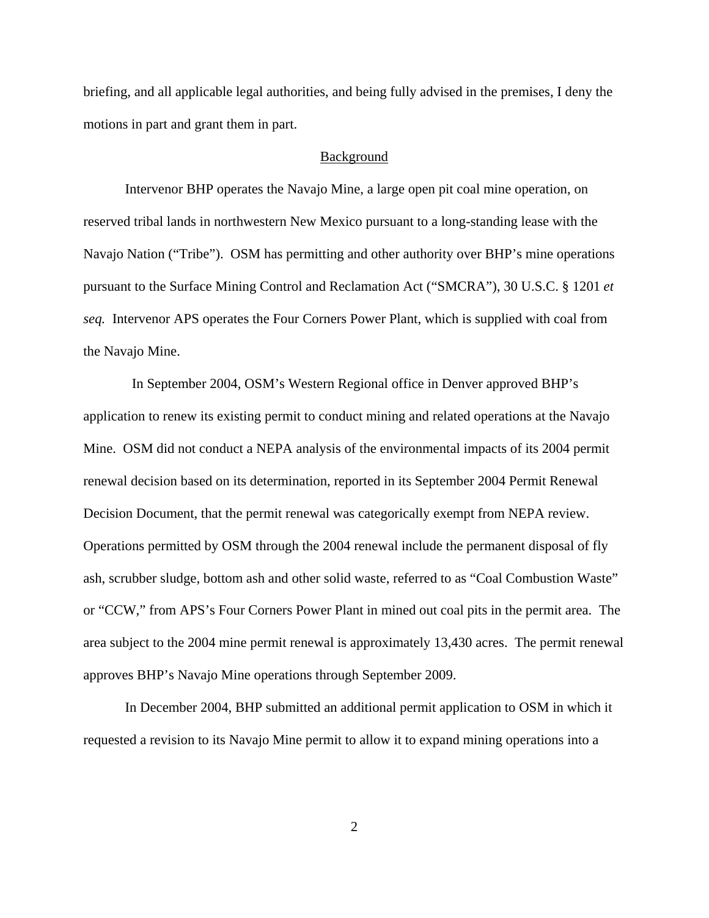briefing, and all applicable legal authorities, and being fully advised in the premises, I deny the motions in part and grant them in part.

## Background

Intervenor BHP operates the Navajo Mine, a large open pit coal mine operation, on reserved tribal lands in northwestern New Mexico pursuant to a long-standing lease with the Navajo Nation ("Tribe"). OSM has permitting and other authority over BHP's mine operations pursuant to the Surface Mining Control and Reclamation Act ("SMCRA"), 30 U.S.C. § 1201 *et seq.* Intervenor APS operates the Four Corners Power Plant, which is supplied with coal from the Navajo Mine.

In September 2004, OSM's Western Regional office in Denver approved BHP's application to renew its existing permit to conduct mining and related operations at the Navajo Mine. OSM did not conduct a NEPA analysis of the environmental impacts of its 2004 permit renewal decision based on its determination, reported in its September 2004 Permit Renewal Decision Document, that the permit renewal was categorically exempt from NEPA review. Operations permitted by OSM through the 2004 renewal include the permanent disposal of fly ash, scrubber sludge, bottom ash and other solid waste, referred to as "Coal Combustion Waste" or "CCW," from APS's Four Corners Power Plant in mined out coal pits in the permit area. The area subject to the 2004 mine permit renewal is approximately 13,430 acres. The permit renewal approves BHP's Navajo Mine operations through September 2009.

In December 2004, BHP submitted an additional permit application to OSM in which it requested a revision to its Navajo Mine permit to allow it to expand mining operations into a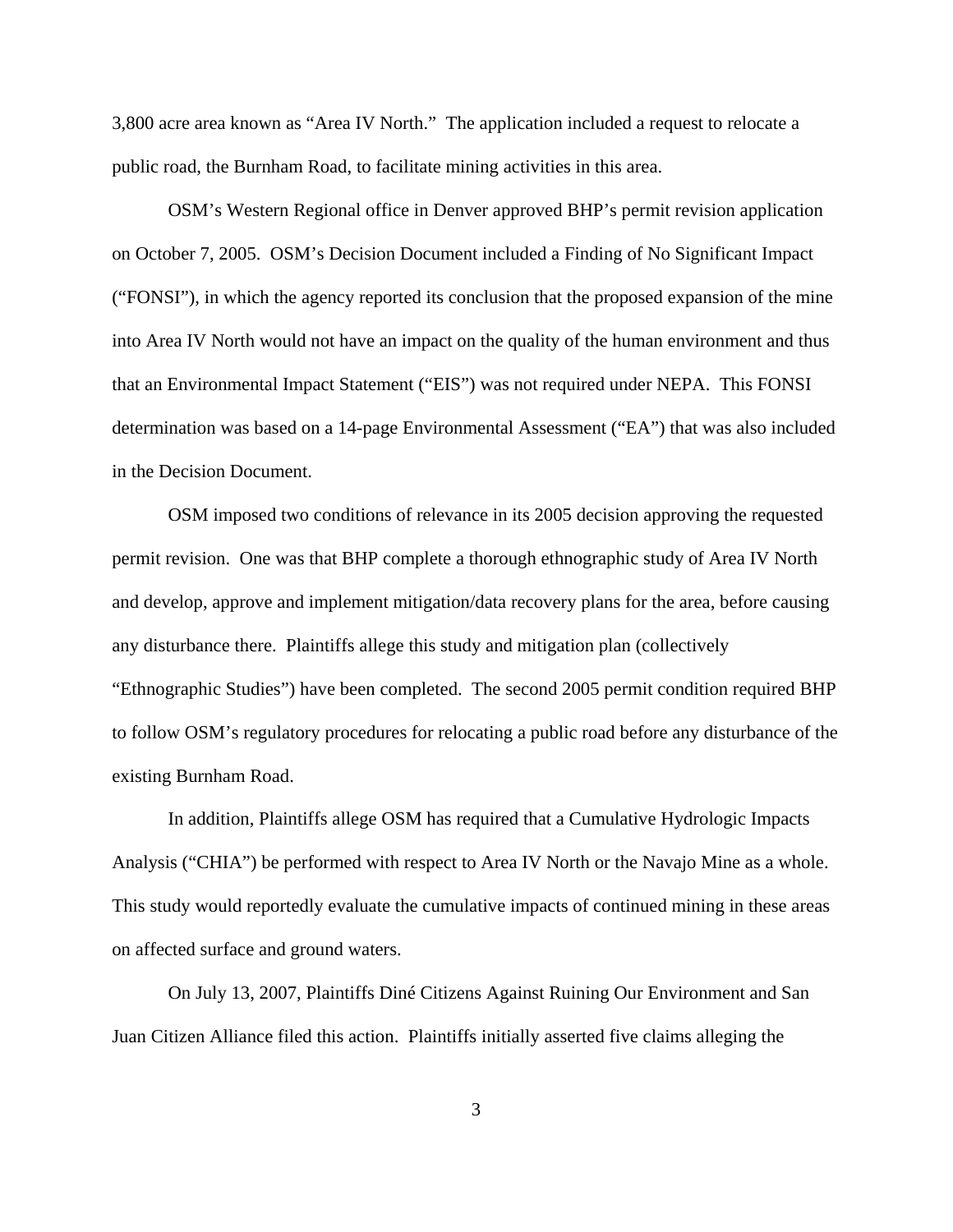3,800 acre area known as "Area IV North." The application included a request to relocate a public road, the Burnham Road, to facilitate mining activities in this area.

OSM's Western Regional office in Denver approved BHP's permit revision application on October 7, 2005. OSM's Decision Document included a Finding of No Significant Impact ("FONSI"), in which the agency reported its conclusion that the proposed expansion of the mine into Area IV North would not have an impact on the quality of the human environment and thus that an Environmental Impact Statement ("EIS") was not required under NEPA. This FONSI determination was based on a 14-page Environmental Assessment ("EA") that was also included in the Decision Document.

OSM imposed two conditions of relevance in its 2005 decision approving the requested permit revision. One was that BHP complete a thorough ethnographic study of Area IV North and develop, approve and implement mitigation/data recovery plans for the area, before causing any disturbance there. Plaintiffs allege this study and mitigation plan (collectively "Ethnographic Studies") have been completed. The second 2005 permit condition required BHP to follow OSM's regulatory procedures for relocating a public road before any disturbance of the existing Burnham Road.

In addition, Plaintiffs allege OSM has required that a Cumulative Hydrologic Impacts Analysis ("CHIA") be performed with respect to Area IV North or the Navajo Mine as a whole. This study would reportedly evaluate the cumulative impacts of continued mining in these areas on affected surface and ground waters.

On July 13, 2007, Plaintiffs Diné Citizens Against Ruining Our Environment and San Juan Citizen Alliance filed this action. Plaintiffs initially asserted five claims alleging the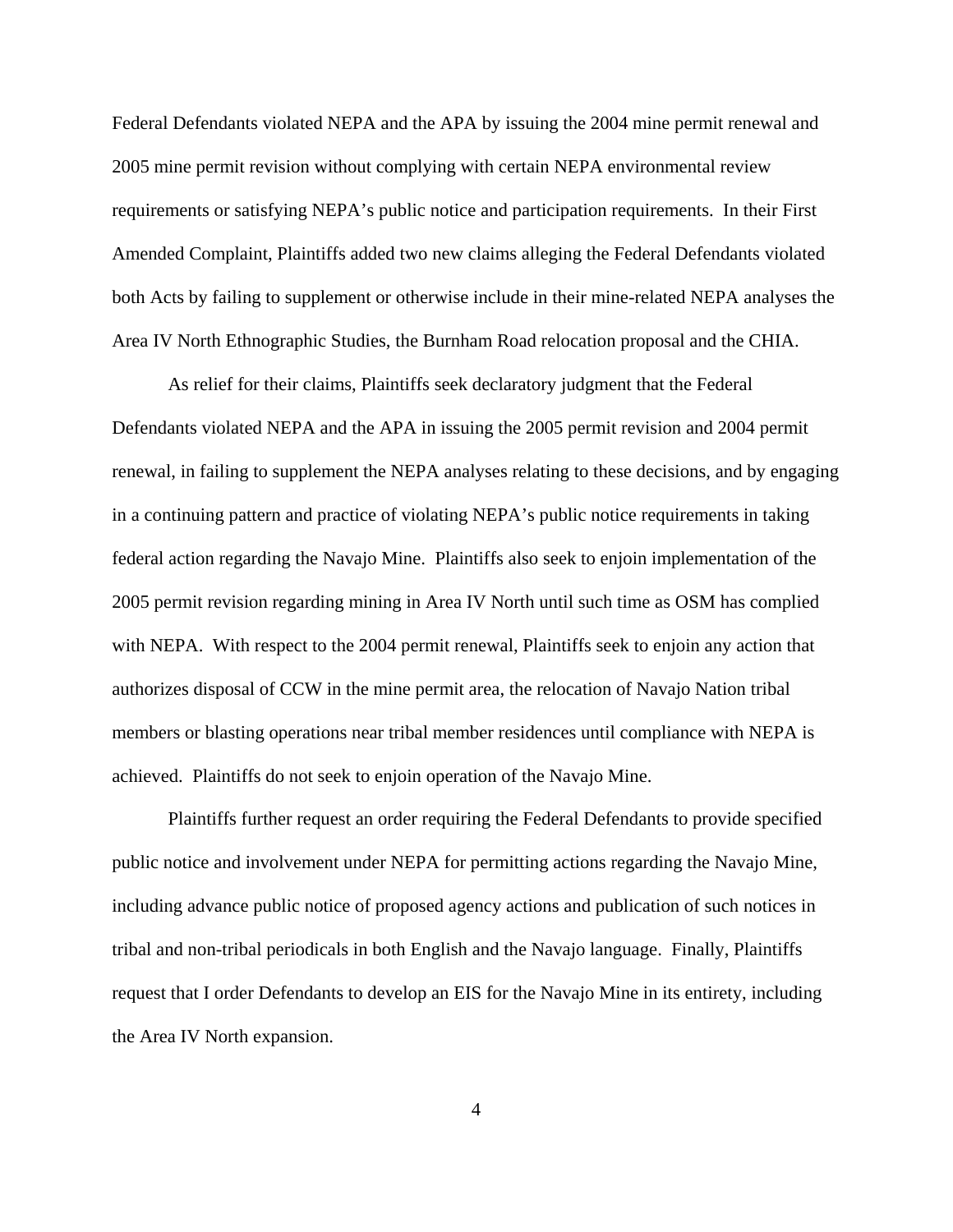Federal Defendants violated NEPA and the APA by issuing the 2004 mine permit renewal and 2005 mine permit revision without complying with certain NEPA environmental review requirements or satisfying NEPA's public notice and participation requirements. In their First Amended Complaint, Plaintiffs added two new claims alleging the Federal Defendants violated both Acts by failing to supplement or otherwise include in their mine-related NEPA analyses the Area IV North Ethnographic Studies, the Burnham Road relocation proposal and the CHIA.

As relief for their claims, Plaintiffs seek declaratory judgment that the Federal Defendants violated NEPA and the APA in issuing the 2005 permit revision and 2004 permit renewal, in failing to supplement the NEPA analyses relating to these decisions, and by engaging in a continuing pattern and practice of violating NEPA's public notice requirements in taking federal action regarding the Navajo Mine. Plaintiffs also seek to enjoin implementation of the 2005 permit revision regarding mining in Area IV North until such time as OSM has complied with NEPA. With respect to the 2004 permit renewal, Plaintiffs seek to enjoin any action that authorizes disposal of CCW in the mine permit area, the relocation of Navajo Nation tribal members or blasting operations near tribal member residences until compliance with NEPA is achieved. Plaintiffs do not seek to enjoin operation of the Navajo Mine.

Plaintiffs further request an order requiring the Federal Defendants to provide specified public notice and involvement under NEPA for permitting actions regarding the Navajo Mine, including advance public notice of proposed agency actions and publication of such notices in tribal and non-tribal periodicals in both English and the Navajo language. Finally, Plaintiffs request that I order Defendants to develop an EIS for the Navajo Mine in its entirety, including the Area IV North expansion.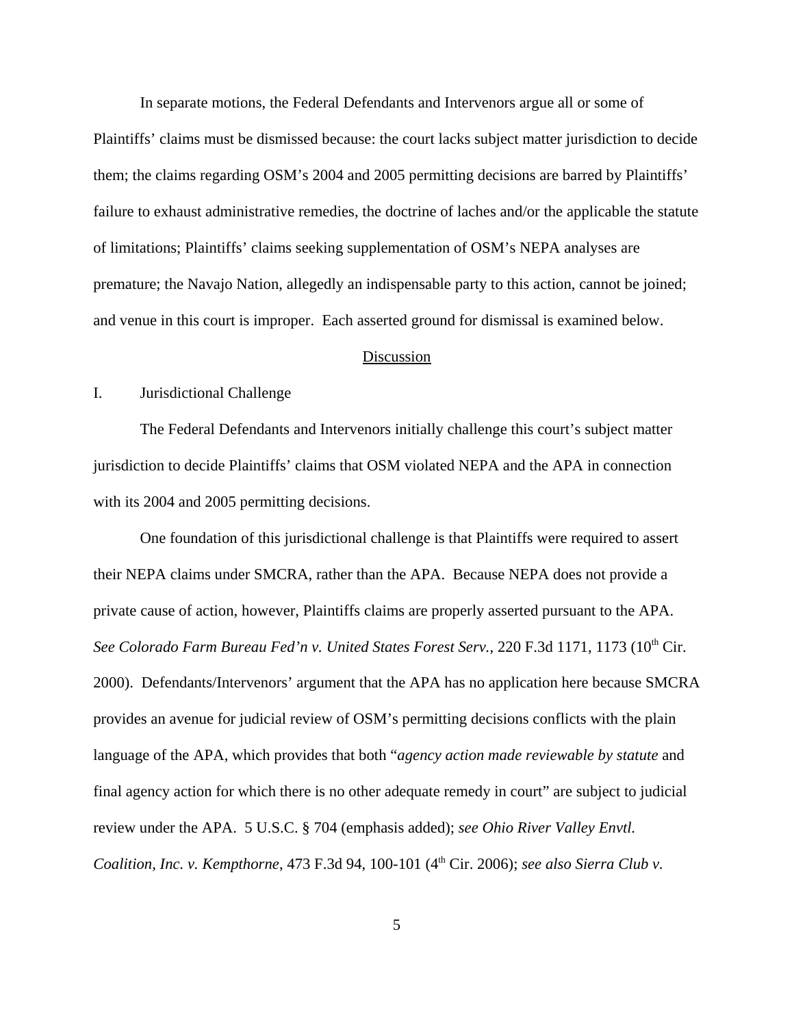In separate motions, the Federal Defendants and Intervenors argue all or some of Plaintiffs' claims must be dismissed because: the court lacks subject matter jurisdiction to decide them; the claims regarding OSM's 2004 and 2005 permitting decisions are barred by Plaintiffs' failure to exhaust administrative remedies, the doctrine of laches and/or the applicable the statute of limitations; Plaintiffs' claims seeking supplementation of OSM's NEPA analyses are premature; the Navajo Nation, allegedly an indispensable party to this action, cannot be joined; and venue in this court is improper. Each asserted ground for dismissal is examined below.

## Discussion

### I. Jurisdictional Challenge

The Federal Defendants and Intervenors initially challenge this court's subject matter jurisdiction to decide Plaintiffs' claims that OSM violated NEPA and the APA in connection with its 2004 and 2005 permitting decisions.

One foundation of this jurisdictional challenge is that Plaintiffs were required to assert their NEPA claims under SMCRA, rather than the APA. Because NEPA does not provide a private cause of action, however, Plaintiffs claims are properly asserted pursuant to the APA. *See Colorado Farm Bureau Fed'n v. United States Forest Serv.*, 220 F.3d 1171, 1173 (10th Cir. 2000). Defendants/Intervenors' argument that the APA has no application here because SMCRA provides an avenue for judicial review of OSM's permitting decisions conflicts with the plain language of the APA, which provides that both "*agency action made reviewable by statute* and final agency action for which there is no other adequate remedy in court" are subject to judicial review under the APA. 5 U.S.C. § 704 (emphasis added); *see Ohio River Valley Envtl. Coalition, Inc. v. Kempthorne*, 473 F.3d 94, 100-101 (4th Cir. 2006); *see also Sierra Club v.*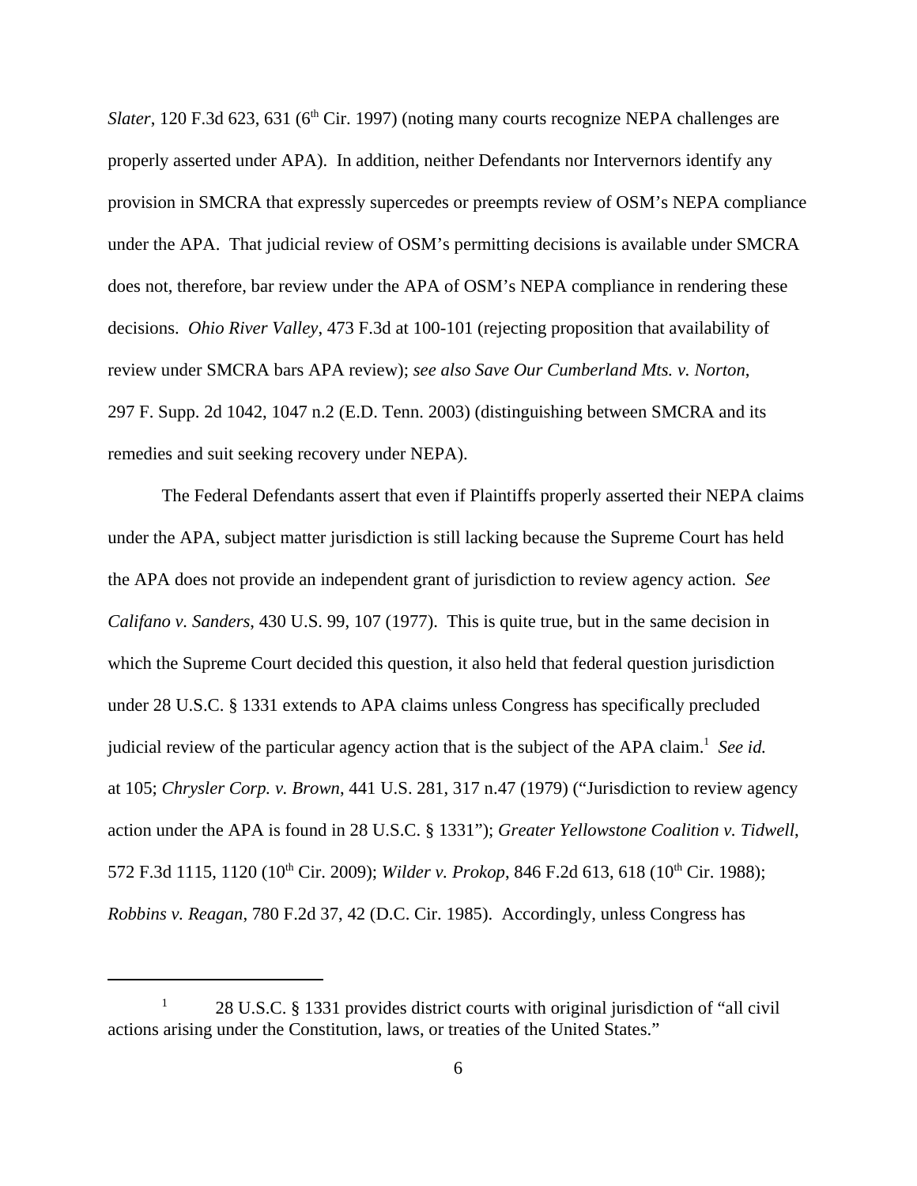*Slater*, 120 F.3d 623, 631 (6th Cir. 1997) (noting many courts recognize NEPA challenges are properly asserted under APA). In addition, neither Defendants nor Intervernors identify any provision in SMCRA that expressly supercedes or preempts review of OSM's NEPA compliance under the APA. That judicial review of OSM's permitting decisions is available under SMCRA does not, therefore, bar review under the APA of OSM's NEPA compliance in rendering these decisions. *Ohio River Valley*, 473 F.3d at 100-101 (rejecting proposition that availability of review under SMCRA bars APA review); *see also Save Our Cumberland Mts. v. Norton*, 297 F. Supp. 2d 1042, 1047 n.2 (E.D. Tenn. 2003) (distinguishing between SMCRA and its remedies and suit seeking recovery under NEPA).

The Federal Defendants assert that even if Plaintiffs properly asserted their NEPA claims under the APA, subject matter jurisdiction is still lacking because the Supreme Court has held the APA does not provide an independent grant of jurisdiction to review agency action. *See Califano v. Sanders*, 430 U.S. 99, 107 (1977). This is quite true, but in the same decision in which the Supreme Court decided this question, it also held that federal question jurisdiction under 28 U.S.C. § 1331 extends to APA claims unless Congress has specifically precluded judicial review of the particular agency action that is the subject of the APA claim.[1] *See id.* at 105; *Chrysler Corp. v. Brown*, 441 U.S. 281, 317 n.47 (1979) ("Jurisdiction to review agency action under the APA is found in 28 U.S.C. § 1331"); *Greater Yellowstone Coalition v. Tidwell*, 572 F.3d 1115, 1120 (10th Cir. 2009); *Wilder v. Prokop*, 846 F.2d 613, 618 (10th Cir. 1988); *Robbins v. Reagan*, 780 F.2d 37, 42 (D.C. Cir. 1985). Accordingly, unless Congress has

---

[1] 28 U.S.C. § 1331 provides district courts with original jurisdiction of "all civil actions arising under the Constitution, laws, or treaties of the United States."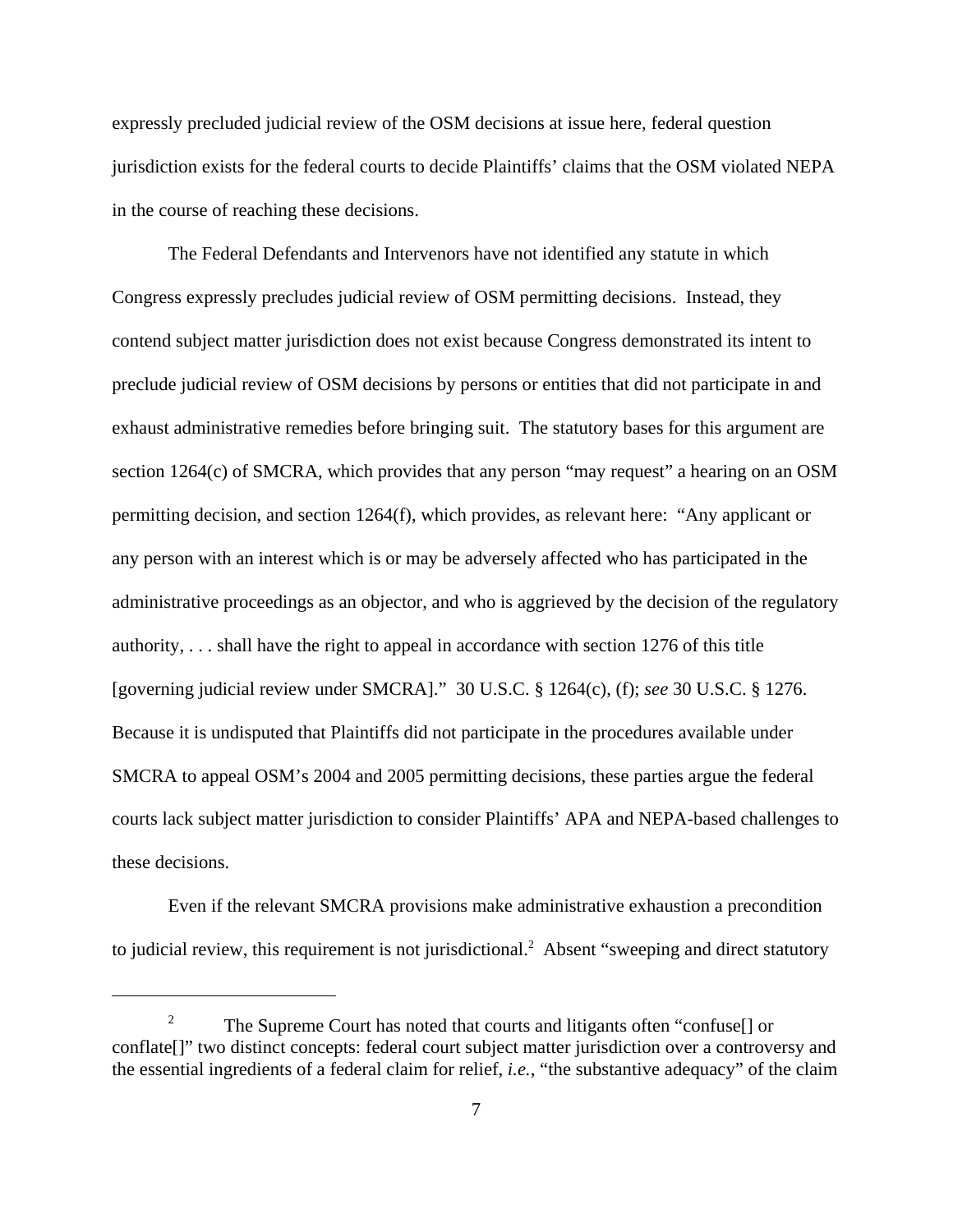expressly precluded judicial review of the OSM decisions at issue here, federal question jurisdiction exists for the federal courts to decide Plaintiffs' claims that the OSM violated NEPA in the course of reaching these decisions.

The Federal Defendants and Intervenors have not identified any statute in which Congress expressly precludes judicial review of OSM permitting decisions. Instead, they contend subject matter jurisdiction does not exist because Congress demonstrated its intent to preclude judicial review of OSM decisions by persons or entities that did not participate in and exhaust administrative remedies before bringing suit. The statutory bases for this argument are section 1264(c) of SMCRA, which provides that any person "may request" a hearing on an OSM permitting decision, and section 1264(f), which provides, as relevant here: "Any applicant or any person with an interest which is or may be adversely affected who has participated in the administrative proceedings as an objector, and who is aggrieved by the decision of the regulatory authority, . . . shall have the right to appeal in accordance with section 1276 of this title [governing judicial review under SMCRA]." 30 U.S.C. § 1264(c), (f); *see* 30 U.S.C. § 1276. Because it is undisputed that Plaintiffs did not participate in the procedures available under SMCRA to appeal OSM's 2004 and 2005 permitting decisions, these parties argue the federal courts lack subject matter jurisdiction to consider Plaintiffs' APA and NEPA-based challenges to these decisions.

Even if the relevant SMCRA provisions make administrative exhaustion a precondition to judicial review, this requirement is not jurisdictional.[2] Absent "sweeping and direct statutory

[2] The Supreme Court has noted that courts and litigants often "confuse[] or conflate[]" two distinct concepts: federal court subject matter jurisdiction over a controversy and the essential ingredients of a federal claim for relief, *i.e.*, "the substantive adequacy" of the claim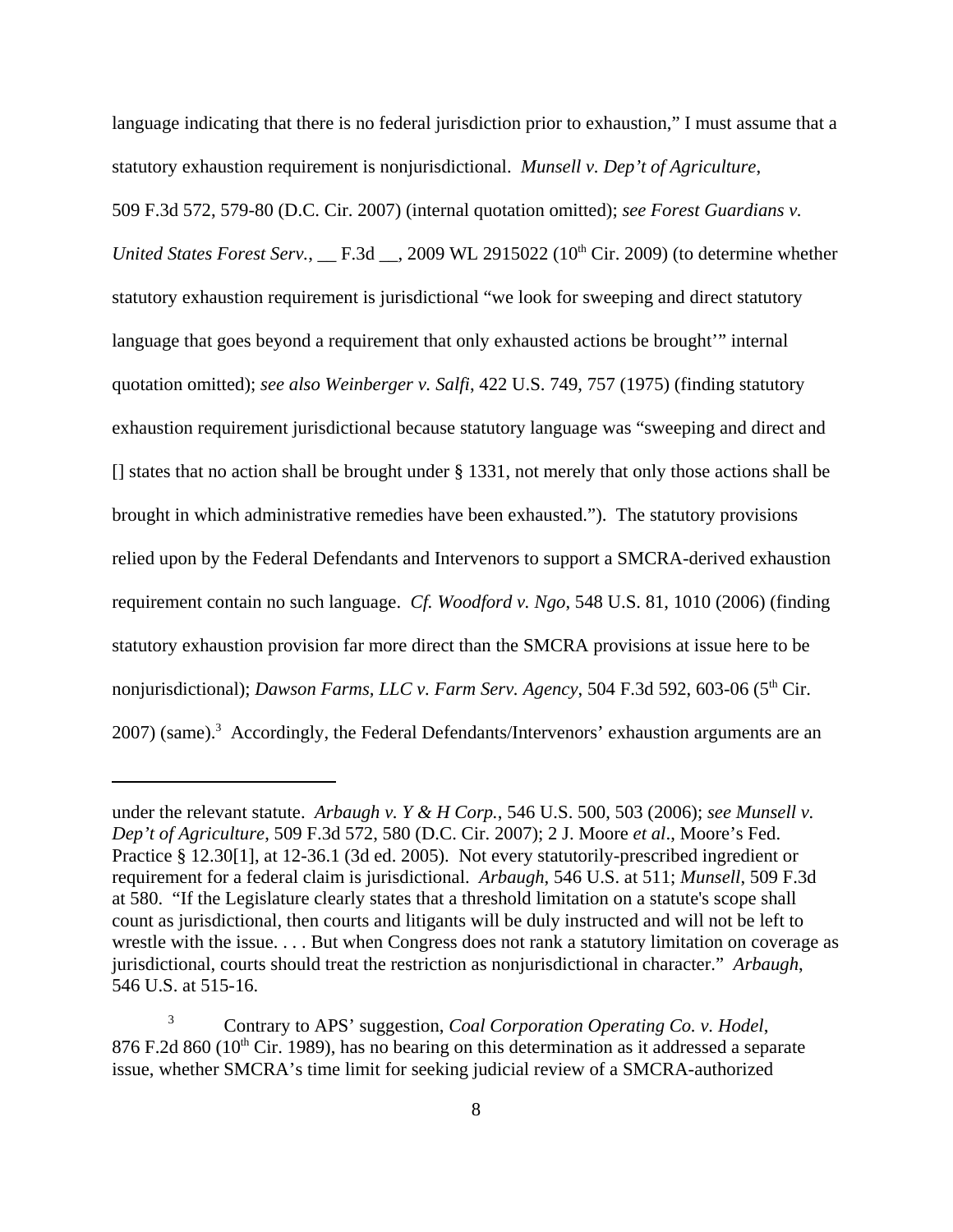language indicating that there is no federal jurisdiction prior to exhaustion," I must assume that a statutory exhaustion requirement is nonjurisdictional. *Munsell v. Dep't of Agriculture*, 509 F.3d 572, 579-80 (D.C. Cir. 2007) (internal quotation omitted); *see Forest Guardians v. United States Forest Serv.*, __ F.3d __, 2009 WL 2915022 (10th Cir. 2009) (to determine whether statutory exhaustion requirement is jurisdictional "we look for sweeping and direct statutory language that goes beyond a requirement that only exhausted actions be brought'" internal quotation omitted); *see also Weinberger v. Salfi*, 422 U.S. 749, 757 (1975) (finding statutory exhaustion requirement jurisdictional because statutory language was "sweeping and direct and [] states that no action shall be brought under § 1331, not merely that only those actions shall be brought in which administrative remedies have been exhausted."). The statutory provisions relied upon by the Federal Defendants and Intervenors to support a SMCRA-derived exhaustion requirement contain no such language. *Cf. Woodford v. Ngo*, 548 U.S. 81, 1010 (2006) (finding statutory exhaustion provision far more direct than the SMCRA provisions at issue here to be nonjurisdictional); *Dawson Farms, LLC v. Farm Serv. Agency*, 504 F.3d 592, 603-06 (5th Cir. 2007) (same).[3] Accordingly, the Federal Defendants/Intervenors' exhaustion arguments are an

---

under the relevant statute. *Arbaugh v. Y & H Corp.*, 546 U.S. 500, 503 (2006); *see Munsell v. Dep't of Agriculture*, 509 F.3d 572, 580 (D.C. Cir. 2007); 2 J. Moore *et al*., Moore's Fed. Practice § 12.30[1], at 12-36.1 (3d ed. 2005). Not every statutorily-prescribed ingredient or requirement for a federal claim is jurisdictional. *Arbaugh*, 546 U.S. at 511; *Munsell*, 509 F.3d at 580. "If the Legislature clearly states that a threshold limitation on a statute's scope shall count as jurisdictional, then courts and litigants will be duly instructed and will not be left to wrestle with the issue. . . . But when Congress does not rank a statutory limitation on coverage as jurisdictional, courts should treat the restriction as nonjurisdictional in character." *Arbaugh*, 546 U.S. at 515-16.

[3] Contrary to APS' suggestion, *Coal Corporation Operating Co. v. Hodel*, 876 F.2d 860 (10th Cir. 1989), has no bearing on this determination as it addressed a separate issue, whether SMCRA's time limit for seeking judicial review of a SMCRA-authorized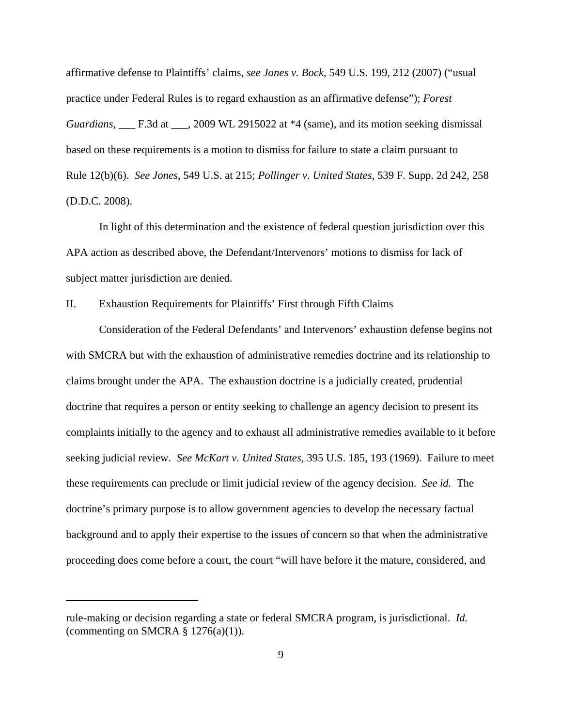affirmative defense to Plaintiffs' claims, *see Jones v. Bock*, 549 U.S. 199, 212 (2007) ("usual practice under Federal Rules is to regard exhaustion as an affirmative defense"); *Forest Guardians*, ___ F.3d at ___, 2009 WL 2915022 at *4 (same), and its motion seeking dismissal based on these requirements is a motion to dismiss for failure to state a claim pursuant to Rule 12(b)(6). *See Jones*, 549 U.S. at 215; *Pollinger v. United States*, 539 F. Supp. 2d 242, 258 (D.D.C. 2008).

In light of this determination and the existence of federal question jurisdiction over this APA action as described above, the Defendant/Intervenors' motions to dismiss for lack of subject matter jurisdiction are denied.

## II. Exhaustion Requirements for Plaintiffs' First through Fifth Claims

Consideration of the Federal Defendants' and Intervenors' exhaustion defense begins not with SMCRA but with the exhaustion of administrative remedies doctrine and its relationship to claims brought under the APA. The exhaustion doctrine is a judicially created, prudential doctrine that requires a person or entity seeking to challenge an agency decision to present its complaints initially to the agency and to exhaust all administrative remedies available to it before seeking judicial review. *See McKart v. United States*, 395 U.S. 185, 193 (1969). Failure to meet these requirements can preclude or limit judicial review of the agency decision. *See id.* The doctrine's primary purpose is to allow government agencies to develop the necessary factual background and to apply their expertise to the issues of concern so that when the administrative proceeding does come before a court, the court "will have before it the mature, considered, and

---

rule-making or decision regarding a state or federal SMCRA program, is jurisdictional. *Id.* (commenting on SMCRA § 1276(a)(1)).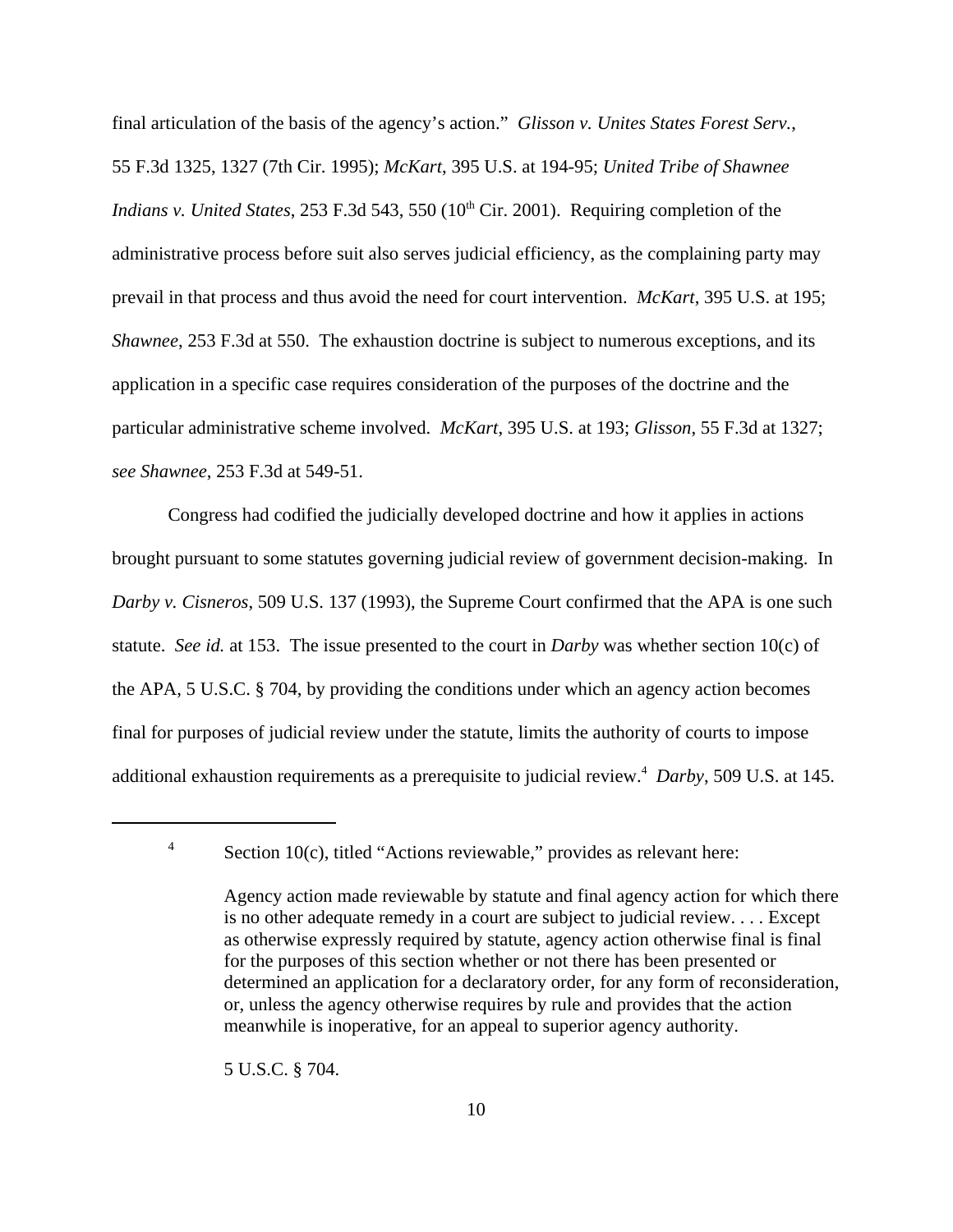final articulation of the basis of the agency's action." *Glisson v. Unites States Forest Serv.*, 55 F.3d 1325, 1327 (7th Cir. 1995); *McKart*, 395 U.S. at 194-95; *United Tribe of Shawnee Indians v. United States*, 253 F.3d 543, 550 (10th Cir. 2001). Requiring completion of the administrative process before suit also serves judicial efficiency, as the complaining party may prevail in that process and thus avoid the need for court intervention. *McKart*, 395 U.S. at 195; *Shawnee*, 253 F.3d at 550. The exhaustion doctrine is subject to numerous exceptions, and its application in a specific case requires consideration of the purposes of the doctrine and the particular administrative scheme involved. *McKart*, 395 U.S. at 193; *Glisson*, 55 F.3d at 1327; *see Shawnee*, 253 F.3d at 549-51.

Congress had codified the judicially developed doctrine and how it applies in actions brought pursuant to some statutes governing judicial review of government decision-making. In *Darby v. Cisneros*, 509 U.S. 137 (1993), the Supreme Court confirmed that the APA is one such statute. *See id.* at 153. The issue presented to the court in *Darby* was whether section 10(c) of the APA, 5 U.S.C. § 704, by providing the conditions under which an agency action becomes final for purposes of judicial review under the statute, limits the authority of courts to impose additional exhaustion requirements as a prerequisite to judicial review.[4] *Darby*, 509 U.S. at 145.

---

[4] Section 10(c), titled "Actions reviewable," provides as relevant here:

> Agency action made reviewable by statute and final agency action for which there is no other adequate remedy in a court are subject to judicial review. . . . Except as otherwise expressly required by statute, agency action otherwise final is final for the purposes of this section whether or not there has been presented or determined an application for a declaratory order, for any form of reconsideration, or, unless the agency otherwise requires by rule and provides that the action meanwhile is inoperative, for an appeal to superior agency authority.

5 U.S.C. § 704.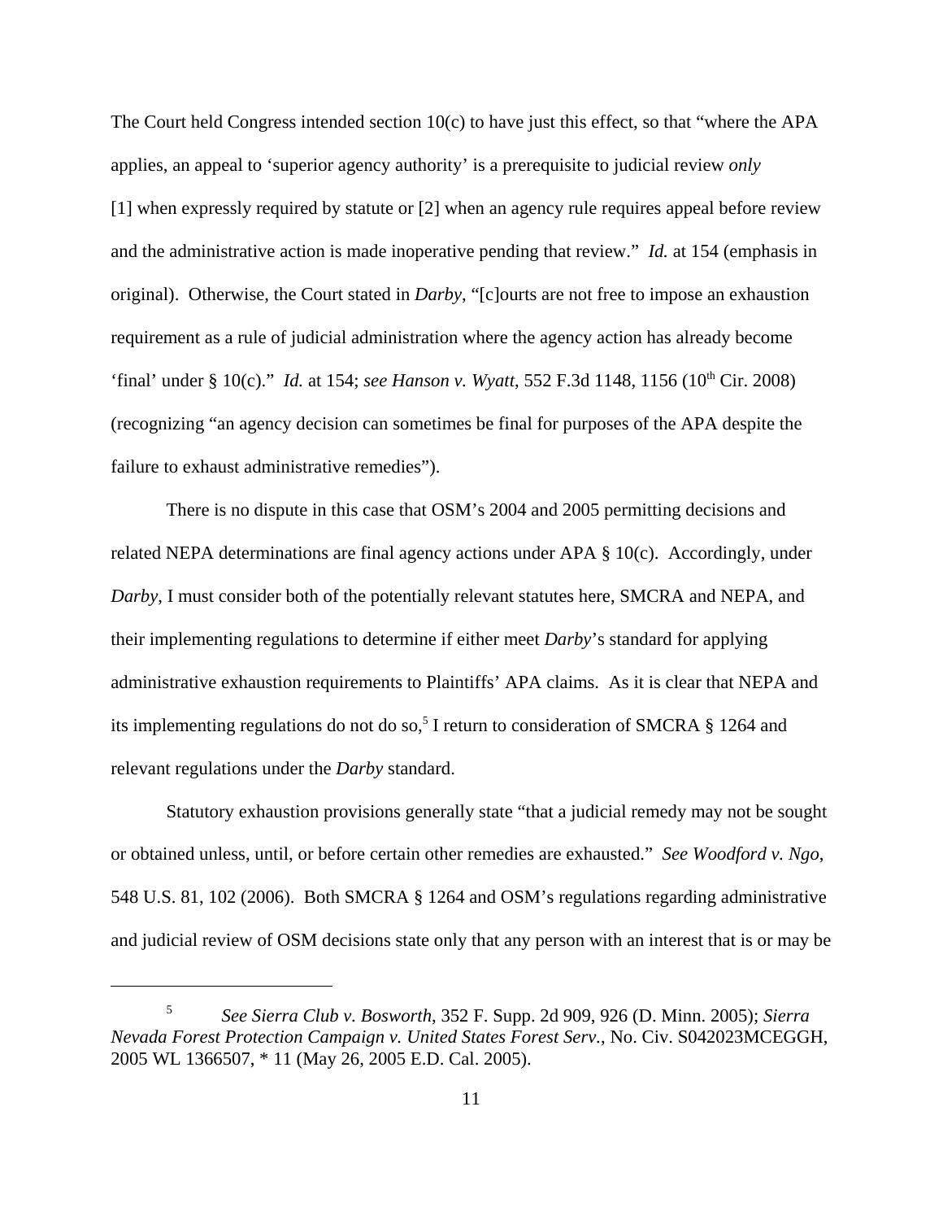The Court held Congress intended section 10(c) to have just this effect, so that "where the APA applies, an appeal to 'superior agency authority' is a prerequisite to judicial review *only* [1] when expressly required by statute or [2] when an agency rule requires appeal before review and the administrative action is made inoperative pending that review." *Id.* at 154 (emphasis in original). Otherwise, the Court stated in *Darby*, "[c]ourts are not free to impose an exhaustion requirement as a rule of judicial administration where the agency action has already become 'final' under § 10(c)." *Id.* at 154; *see Hanson v. Wyatt*, 552 F.3d 1148, 1156 (10th Cir. 2008) (recognizing "an agency decision can sometimes be final for purposes of the APA despite the failure to exhaust administrative remedies").

There is no dispute in this case that OSM's 2004 and 2005 permitting decisions and related NEPA determinations are final agency actions under APA § 10(c). Accordingly, under *Darby*, I must consider both of the potentially relevant statutes here, SMCRA and NEPA, and their implementing regulations to determine if either meet *Darby*'s standard for applying administrative exhaustion requirements to Plaintiffs' APA claims. As it is clear that NEPA and its implementing regulations do not do so,[5] I return to consideration of SMCRA § 1264 and relevant regulations under the *Darby* standard.

Statutory exhaustion provisions generally state "that a judicial remedy may not be sought or obtained unless, until, or before certain other remedies are exhausted." *See Woodford v. Ngo*, 548 U.S. 81, 102 (2006). Both SMCRA § 1264 and OSM's regulations regarding administrative and judicial review of OSM decisions state only that any person with an interest that is or may be

---

[5] *See Sierra Club v. Bosworth*, 352 F. Supp. 2d 909, 926 (D. Minn. 2005); *Sierra Nevada Forest Protection Campaign v. United States Forest Serv.*, No. Civ. S042023MCEGGH, 2005 WL 1366507, * 11 (May 26, 2005 E.D. Cal. 2005).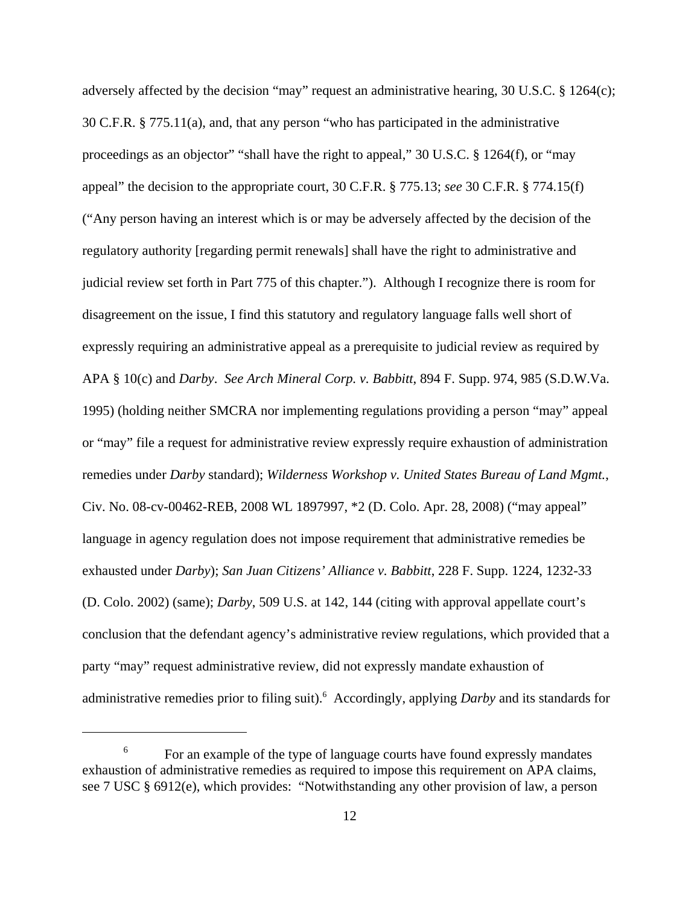adversely affected by the decision "may" request an administrative hearing, 30 U.S.C. § 1264(c); 30 C.F.R. § 775.11(a), and, that any person "who has participated in the administrative proceedings as an objector" "shall have the right to appeal," 30 U.S.C. § 1264(f), or "may appeal" the decision to the appropriate court, 30 C.F.R. § 775.13; *see* 30 C.F.R. § 774.15(f) ("Any person having an interest which is or may be adversely affected by the decision of the regulatory authority [regarding permit renewals] shall have the right to administrative and judicial review set forth in Part 775 of this chapter."). Although I recognize there is room for disagreement on the issue, I find this statutory and regulatory language falls well short of expressly requiring an administrative appeal as a prerequisite to judicial review as required by APA § 10(c) and *Darby*. *See Arch Mineral Corp. v. Babbitt*, 894 F. Supp. 974, 985 (S.D.W.Va. 1995) (holding neither SMCRA nor implementing regulations providing a person "may" appeal or "may" file a request for administrative review expressly require exhaustion of administration remedies under *Darby* standard); *Wilderness Workshop v. United States Bureau of Land Mgmt.*, Civ. No. 08-cv-00462-REB, 2008 WL 1897997, *2 (D. Colo. Apr. 28, 2008) ("may appeal" language in agency regulation does not impose requirement that administrative remedies be exhausted under *Darby*); *San Juan Citizens' Alliance v. Babbitt*, 228 F. Supp. 1224, 1232-33 (D. Colo. 2002) (same); *Darby*, 509 U.S. at 142, 144 (citing with approval appellate court's conclusion that the defendant agency's administrative review regulations, which provided that a party "may" request administrative review, did not expressly mandate exhaustion of administrative remedies prior to filing suit).[6] Accordingly, applying *Darby* and its standards for

---

[6] For an example of the type of language courts have found expressly mandates exhaustion of administrative remedies as required to impose this requirement on APA claims, see 7 USC § 6912(e), which provides: "Notwithstanding any other provision of law, a person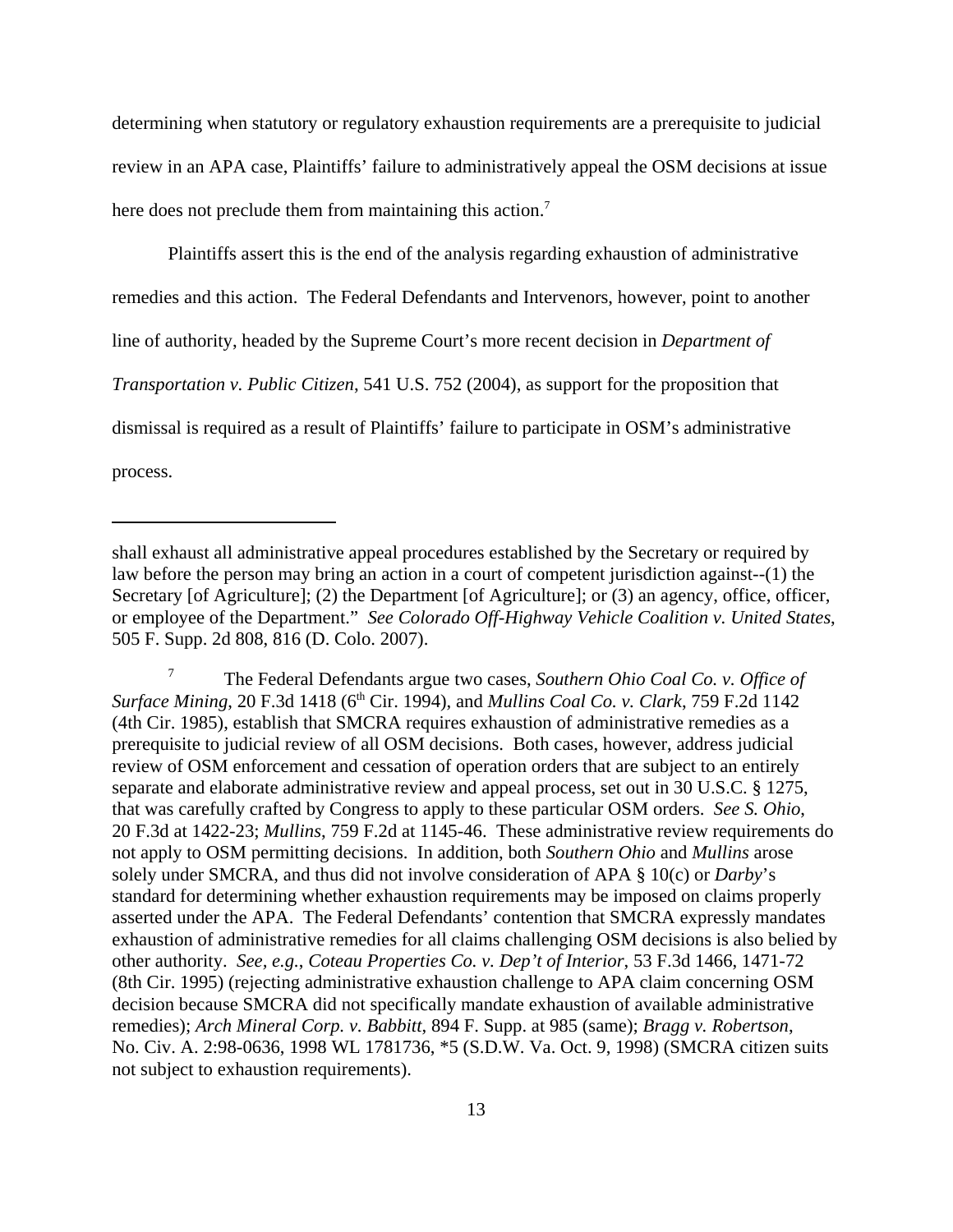determining when statutory or regulatory exhaustion requirements are a prerequisite to judicial review in an APA case, Plaintiffs' failure to administratively appeal the OSM decisions at issue here does not preclude them from maintaining this action.[7]

Plaintiffs assert this is the end of the analysis regarding exhaustion of administrative remedies and this action. The Federal Defendants and Intervenors, however, point to another line of authority, headed by the Supreme Court's more recent decision in *Department of Transportation v. Public Citizen*, 541 U.S. 752 (2004), as support for the proposition that dismissal is required as a result of Plaintiffs' failure to participate in OSM's administrative process.

---

shall exhaust all administrative appeal procedures established by the Secretary or required by law before the person may bring an action in a court of competent jurisdiction against--(1) the Secretary [of Agriculture]; (2) the Department [of Agriculture]; or (3) an agency, office, officer, or employee of the Department." *See Colorado Off-Highway Vehicle Coalition v. United States*, 505 F. Supp. 2d 808, 816 (D. Colo. 2007).

[7] The Federal Defendants argue two cases, *Southern Ohio Coal Co. v. Office of Surface Mining*, 20 F.3d 1418 (6th Cir. 1994), and *Mullins Coal Co. v. Clark*, 759 F.2d 1142 (4th Cir. 1985), establish that SMCRA requires exhaustion of administrative remedies as a prerequisite to judicial review of all OSM decisions. Both cases, however, address judicial review of OSM enforcement and cessation of operation orders that are subject to an entirely separate and elaborate administrative review and appeal process, set out in 30 U.S.C. § 1275, that was carefully crafted by Congress to apply to these particular OSM orders. *See S. Ohio*, 20 F.3d at 1422-23; *Mullins*, 759 F.2d at 1145-46. These administrative review requirements do not apply to OSM permitting decisions. In addition, both *Southern Ohio* and *Mullins* arose solely under SMCRA, and thus did not involve consideration of APA § 10(c) or *Darby*'s standard for determining whether exhaustion requirements may be imposed on claims properly asserted under the APA. The Federal Defendants' contention that SMCRA expressly mandates exhaustion of administrative remedies for all claims challenging OSM decisions is also belied by other authority. *See, e.g.*, *Coteau Properties Co. v. Dep't of Interior*, 53 F.3d 1466, 1471-72 (8th Cir. 1995) (rejecting administrative exhaustion challenge to APA claim concerning OSM decision because SMCRA did not specifically mandate exhaustion of available administrative remedies); *Arch Mineral Corp. v. Babbitt*, 894 F. Supp. at 985 (same); *Bragg v. Robertson*, No. Civ. A. 2:98-0636, 1998 WL 1781736, *5 (S.D.W. Va. Oct. 9, 1998) (SMCRA citizen suits not subject to exhaustion requirements).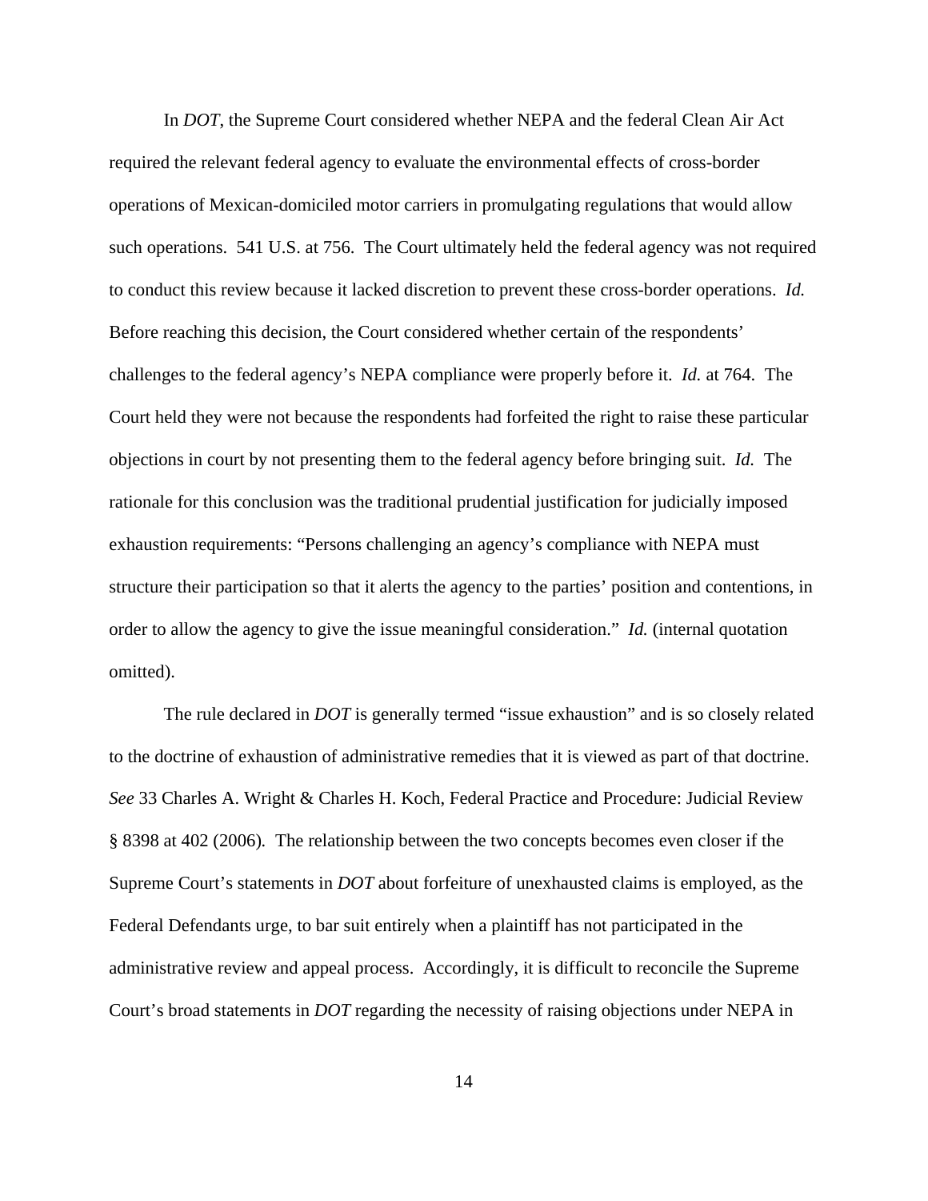In *DOT*, the Supreme Court considered whether NEPA and the federal Clean Air Act required the relevant federal agency to evaluate the environmental effects of cross-border operations of Mexican-domiciled motor carriers in promulgating regulations that would allow such operations. 541 U.S. at 756. The Court ultimately held the federal agency was not required to conduct this review because it lacked discretion to prevent these cross-border operations. *Id.* Before reaching this decision, the Court considered whether certain of the respondents' challenges to the federal agency's NEPA compliance were properly before it. *Id.* at 764. The Court held they were not because the respondents had forfeited the right to raise these particular objections in court by not presenting them to the federal agency before bringing suit. *Id.* The rationale for this conclusion was the traditional prudential justification for judicially imposed exhaustion requirements: "Persons challenging an agency's compliance with NEPA must structure their participation so that it alerts the agency to the parties' position and contentions, in order to allow the agency to give the issue meaningful consideration." *Id.* (internal quotation omitted).

The rule declared in *DOT* is generally termed "issue exhaustion" and is so closely related to the doctrine of exhaustion of administrative remedies that it is viewed as part of that doctrine. *See* 33 Charles A. Wright & Charles H. Koch, Federal Practice and Procedure: Judicial Review § 8398 at 402 (2006). The relationship between the two concepts becomes even closer if the Supreme Court's statements in *DOT* about forfeiture of unexhausted claims is employed, as the Federal Defendants urge, to bar suit entirely when a plaintiff has not participated in the administrative review and appeal process. Accordingly, it is difficult to reconcile the Supreme Court's broad statements in *DOT* regarding the necessity of raising objections under NEPA in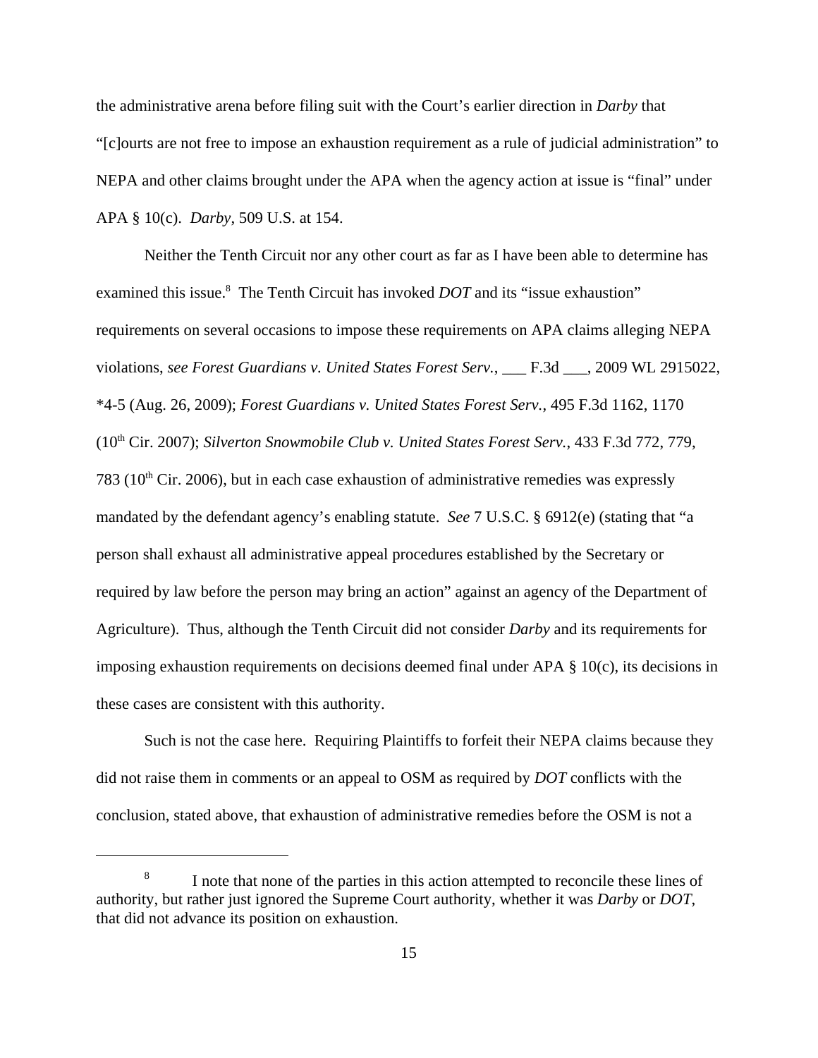the administrative arena before filing suit with the Court's earlier direction in *Darby* that "[c]ourts are not free to impose an exhaustion requirement as a rule of judicial administration" to NEPA and other claims brought under the APA when the agency action at issue is "final" under APA § 10(c). *Darby*, 509 U.S. at 154.

Neither the Tenth Circuit nor any other court as far as I have been able to determine has examined this issue.[8] The Tenth Circuit has invoked *DOT* and its "issue exhaustion" requirements on several occasions to impose these requirements on APA claims alleging NEPA violations, *see Forest Guardians v. United States Forest Serv.*, ___ F.3d ___, 2009 WL 2915022, *4-5 (Aug. 26, 2009); *Forest Guardians v. United States Forest Serv.*, 495 F.3d 1162, 1170 (10th Cir. 2007); *Silverton Snowmobile Club v. United States Forest Serv.*, 433 F.3d 772, 779, 783 (10th Cir. 2006), but in each case exhaustion of administrative remedies was expressly mandated by the defendant agency's enabling statute. *See* 7 U.S.C. § 6912(e) (stating that "a person shall exhaust all administrative appeal procedures established by the Secretary or required by law before the person may bring an action" against an agency of the Department of Agriculture). Thus, although the Tenth Circuit did not consider *Darby* and its requirements for imposing exhaustion requirements on decisions deemed final under APA § 10(c), its decisions in these cases are consistent with this authority.

Such is not the case here. Requiring Plaintiffs to forfeit their NEPA claims because they did not raise them in comments or an appeal to OSM as required by *DOT* conflicts with the conclusion, stated above, that exhaustion of administrative remedies before the OSM is not a

---

[8] I note that none of the parties in this action attempted to reconcile these lines of authority, but rather just ignored the Supreme Court authority, whether it was *Darby* or *DOT*, that did not advance its position on exhaustion.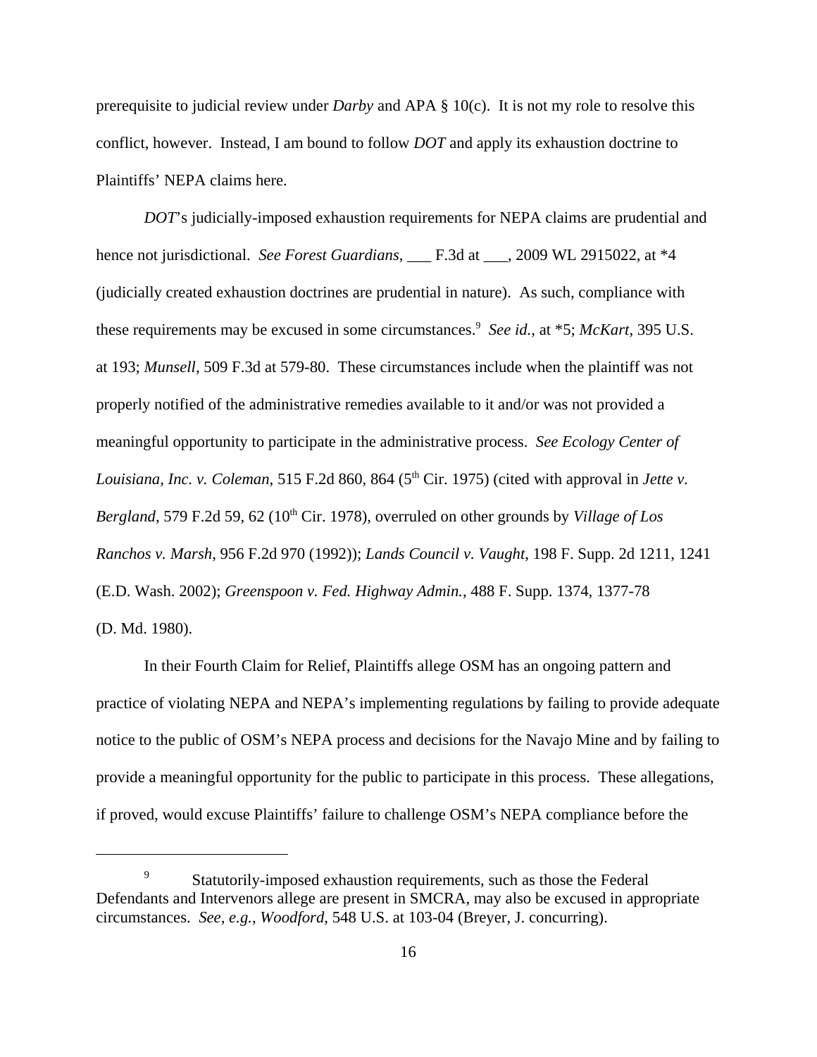prerequisite to judicial review under *Darby* and APA § 10(c). It is not my role to resolve this conflict, however. Instead, I am bound to follow *DOT* and apply its exhaustion doctrine to Plaintiffs' NEPA claims here.

*DOT*'s judicially-imposed exhaustion requirements for NEPA claims are prudential and hence not jurisdictional. *See Forest Guardians*, ___ F.3d at ___, 2009 WL 2915022, at *4 (judicially created exhaustion doctrines are prudential in nature). As such, compliance with these requirements may be excused in some circumstances.[9] *See id.*, at *5; *McKart*, 395 U.S. at 193; *Munsell*, 509 F.3d at 579-80. These circumstances include when the plaintiff was not properly notified of the administrative remedies available to it and/or was not provided a meaningful opportunity to participate in the administrative process. *See Ecology Center of Louisiana, Inc. v. Coleman*, 515 F.2d 860, 864 (5th Cir. 1975) (cited with approval in *Jette v. Bergland*, 579 F.2d 59, 62 (10th Cir. 1978), overruled on other grounds by *Village of Los Ranchos v. Marsh*, 956 F.2d 970 (1992)); *Lands Council v. Vaught*, 198 F. Supp. 2d 1211, 1241 (E.D. Wash. 2002); *Greenspoon v. Fed. Highway Admin.*, 488 F. Supp. 1374, 1377-78 (D. Md. 1980).

In their Fourth Claim for Relief, Plaintiffs allege OSM has an ongoing pattern and practice of violating NEPA and NEPA's implementing regulations by failing to provide adequate notice to the public of OSM's NEPA process and decisions for the Navajo Mine and by failing to provide a meaningful opportunity for the public to participate in this process. These allegations, if proved, would excuse Plaintiffs' failure to challenge OSM's NEPA compliance before the

---

[9] Statutorily-imposed exhaustion requirements, such as those the Federal Defendants and Intervenors allege are present in SMCRA, may also be excused in appropriate circumstances. *See, e.g.*, *Woodford*, 548 U.S. at 103-04 (Breyer, J. concurring).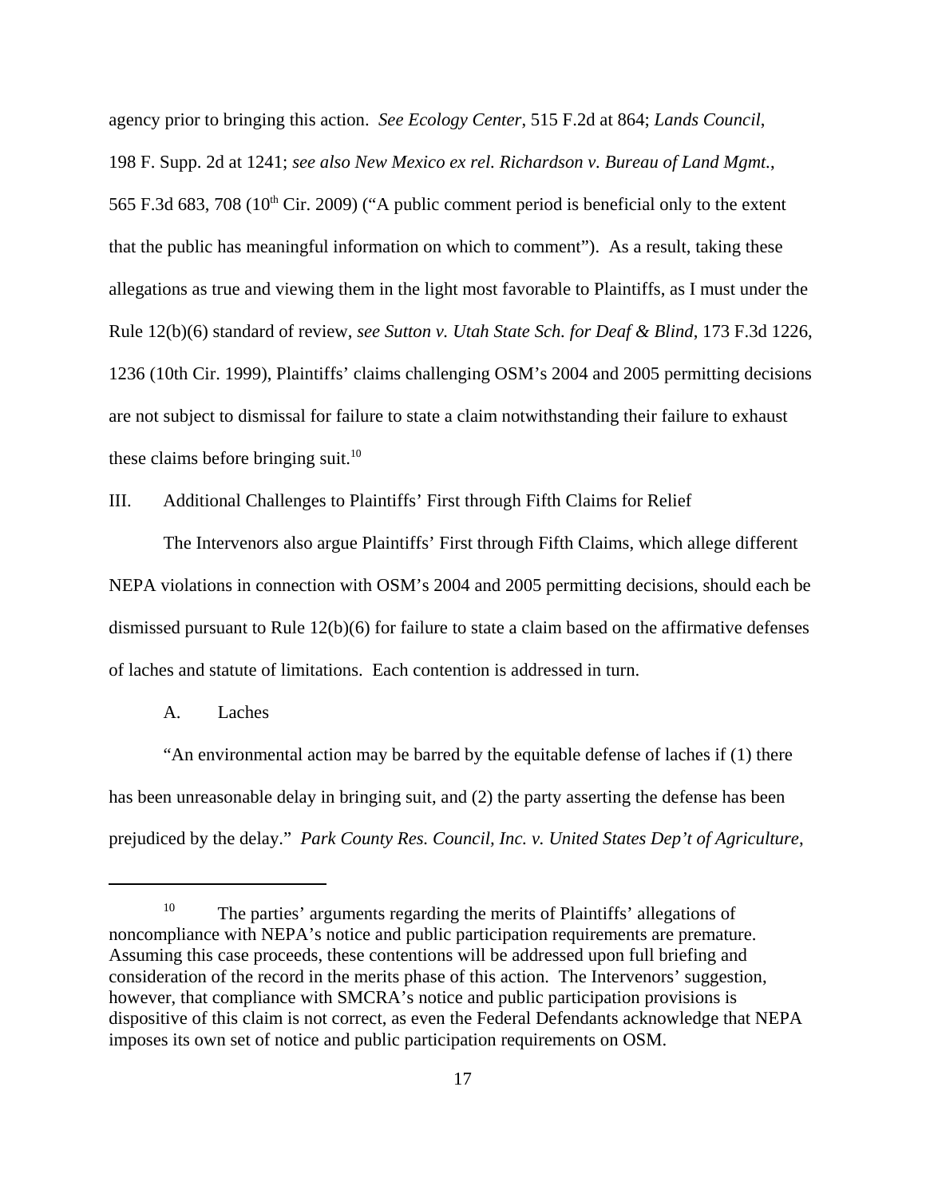agency prior to bringing this action. *See Ecology Center*, 515 F.2d at 864; *Lands Council*, 198 F. Supp. 2d at 1241; *see also New Mexico ex rel. Richardson v. Bureau of Land Mgmt.*, 565 F.3d 683, 708 (10th Cir. 2009) ("A public comment period is beneficial only to the extent that the public has meaningful information on which to comment"). As a result, taking these allegations as true and viewing them in the light most favorable to Plaintiffs, as I must under the Rule 12(b)(6) standard of review, *see Sutton v. Utah State Sch. for Deaf & Blind*, 173 F.3d 1226, 1236 (10th Cir. 1999), Plaintiffs' claims challenging OSM's 2004 and 2005 permitting decisions are not subject to dismissal for failure to state a claim notwithstanding their failure to exhaust these claims before bringing suit.[10]

III. Additional Challenges to Plaintiffs' First through Fifth Claims for Relief

The Intervenors also argue Plaintiffs' First through Fifth Claims, which allege different NEPA violations in connection with OSM's 2004 and 2005 permitting decisions, should each be dismissed pursuant to Rule 12(b)(6) for failure to state a claim based on the affirmative defenses of laches and statute of limitations. Each contention is addressed in turn.

A. Laches

"An environmental action may be barred by the equitable defense of laches if (1) there has been unreasonable delay in bringing suit, and (2) the party asserting the defense has been prejudiced by the delay." *Park County Res. Council, Inc. v. United States Dep't of Agriculture*,

---

[10] The parties' arguments regarding the merits of Plaintiffs' allegations of noncompliance with NEPA's notice and public participation requirements are premature. Assuming this case proceeds, these contentions will be addressed upon full briefing and consideration of the record in the merits phase of this action. The Intervenors' suggestion, however, that compliance with SMCRA's notice and public participation provisions is dispositive of this claim is not correct, as even the Federal Defendants acknowledge that NEPA imposes its own set of notice and public participation requirements on OSM.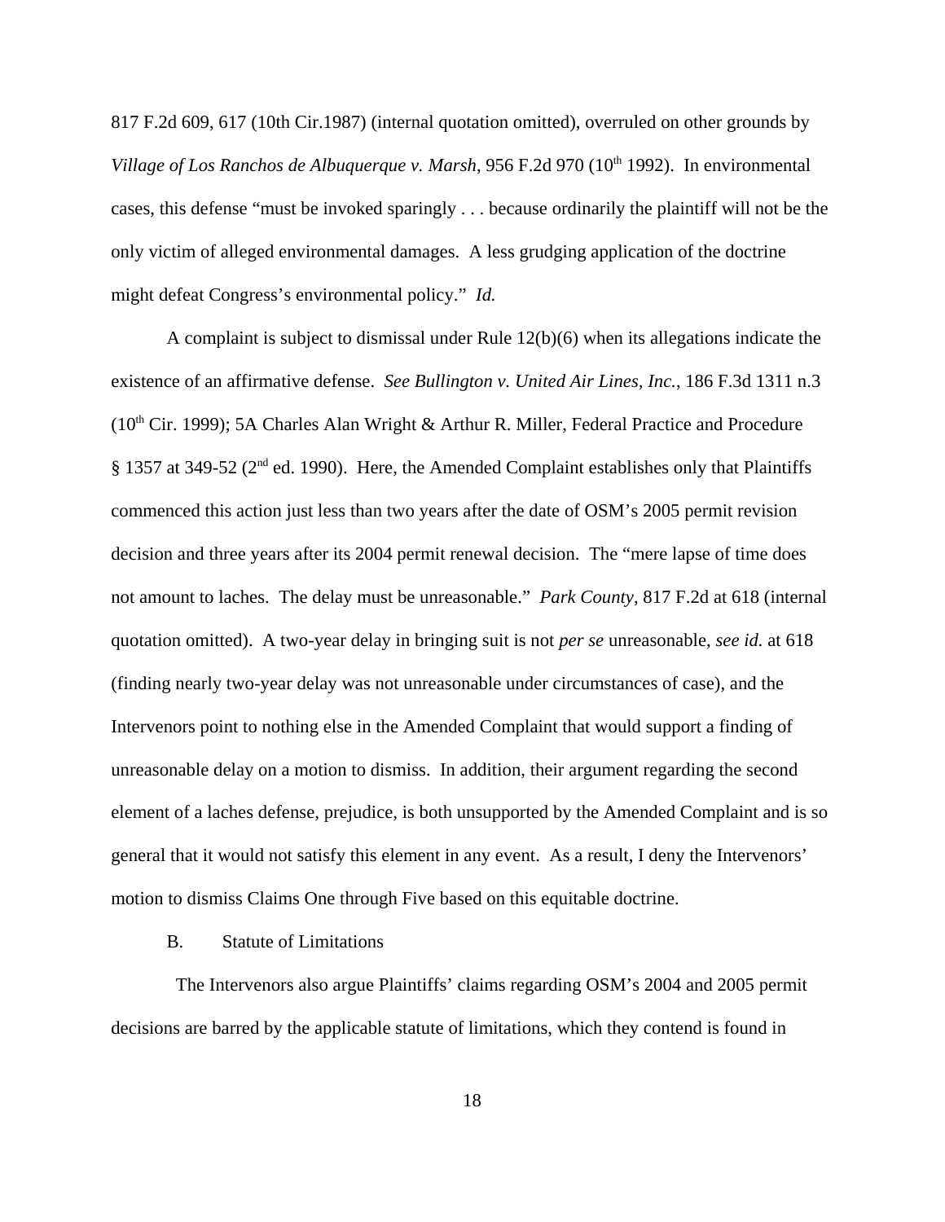817 F.2d 609, 617 (10th Cir.1987) (internal quotation omitted), overruled on other grounds by *Village of Los Ranchos de Albuquerque v. Marsh*, 956 F.2d 970 (10th 1992). In environmental cases, this defense "must be invoked sparingly . . . because ordinarily the plaintiff will not be the only victim of alleged environmental damages. A less grudging application of the doctrine might defeat Congress's environmental policy." *Id.*

A complaint is subject to dismissal under Rule 12(b)(6) when its allegations indicate the existence of an affirmative defense. *See Bullington v. United Air Lines, Inc.*, 186 F.3d 1311 n.3 (10th Cir. 1999); 5A Charles Alan Wright & Arthur R. Miller, Federal Practice and Procedure § 1357 at 349-52 (2nd ed. 1990). Here, the Amended Complaint establishes only that Plaintiffs commenced this action just less than two years after the date of OSM's 2005 permit revision decision and three years after its 2004 permit renewal decision. The "mere lapse of time does not amount to laches. The delay must be unreasonable." *Park County*, 817 F.2d at 618 (internal quotation omitted). A two-year delay in bringing suit is not *per se* unreasonable, *see id.* at 618 (finding nearly two-year delay was not unreasonable under circumstances of case), and the Intervenors point to nothing else in the Amended Complaint that would support a finding of unreasonable delay on a motion to dismiss. In addition, their argument regarding the second element of a laches defense, prejudice, is both unsupported by the Amended Complaint and is so general that it would not satisfy this element in any event. As a result, I deny the Intervenors' motion to dismiss Claims One through Five based on this equitable doctrine.

B. Statute of Limitations

The Intervenors also argue Plaintiffs' claims regarding OSM's 2004 and 2005 permit decisions are barred by the applicable statute of limitations, which they contend is found in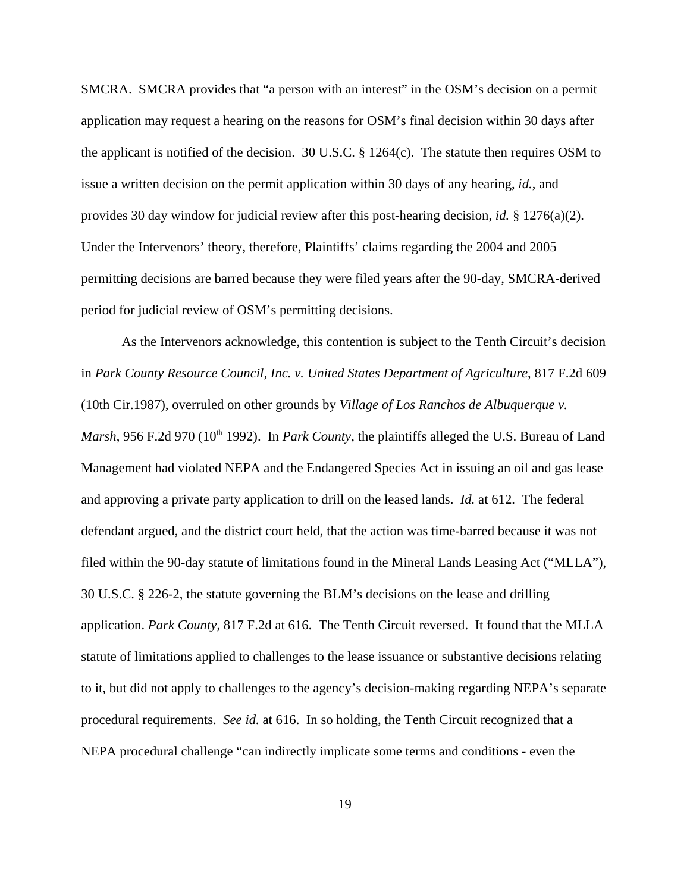SMCRA. SMCRA provides that "a person with an interest" in the OSM's decision on a permit application may request a hearing on the reasons for OSM's final decision within 30 days after the applicant is notified of the decision. 30 U.S.C. § 1264(c). The statute then requires OSM to issue a written decision on the permit application within 30 days of any hearing, *id.*, and provides 30 day window for judicial review after this post-hearing decision, *id.* § 1276(a)(2). Under the Intervenors' theory, therefore, Plaintiffs' claims regarding the 2004 and 2005 permitting decisions are barred because they were filed years after the 90-day, SMCRA-derived period for judicial review of OSM's permitting decisions.

As the Intervenors acknowledge, this contention is subject to the Tenth Circuit's decision in *Park County Resource Council, Inc. v. United States Department of Agriculture*, 817 F.2d 609 (10th Cir.1987), overruled on other grounds by *Village of Los Ranchos de Albuquerque v. Marsh*, 956 F.2d 970 (10th 1992). In *Park County*, the plaintiffs alleged the U.S. Bureau of Land Management had violated NEPA and the Endangered Species Act in issuing an oil and gas lease and approving a private party application to drill on the leased lands. *Id.* at 612. The federal defendant argued, and the district court held, that the action was time-barred because it was not filed within the 90-day statute of limitations found in the Mineral Lands Leasing Act ("MLLA"), 30 U.S.C. § 226-2, the statute governing the BLM's decisions on the lease and drilling application. *Park County*, 817 F.2d at 616. The Tenth Circuit reversed. It found that the MLLA statute of limitations applied to challenges to the lease issuance or substantive decisions relating to it, but did not apply to challenges to the agency's decision-making regarding NEPA's separate procedural requirements. *See id.* at 616. In so holding, the Tenth Circuit recognized that a NEPA procedural challenge "can indirectly implicate some terms and conditions - even the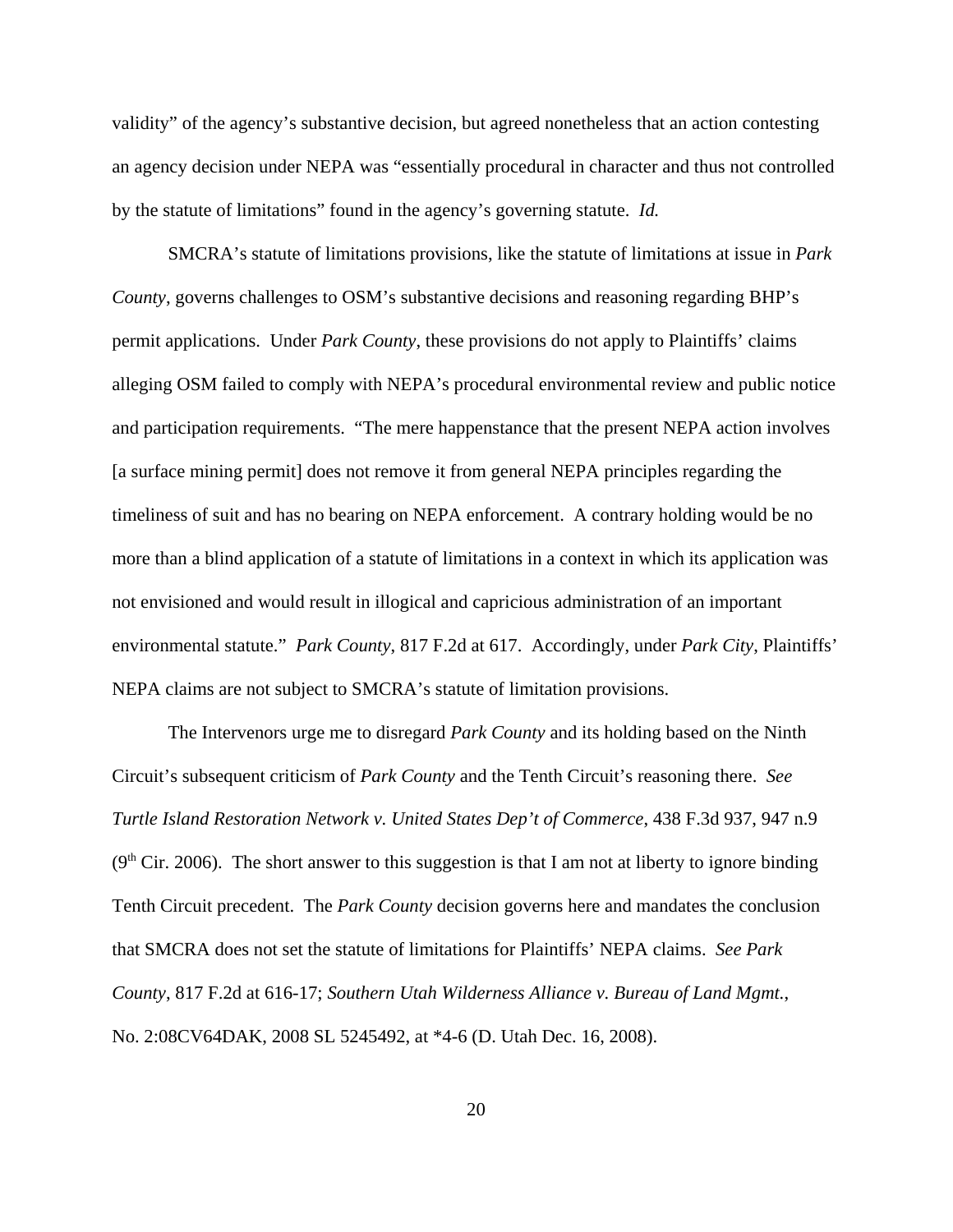validity" of the agency's substantive decision, but agreed nonetheless that an action contesting an agency decision under NEPA was "essentially procedural in character and thus not controlled by the statute of limitations" found in the agency's governing statute. *Id.*

SMCRA's statute of limitations provisions, like the statute of limitations at issue in *Park County*, governs challenges to OSM's substantive decisions and reasoning regarding BHP's permit applications. Under *Park County*, these provisions do not apply to Plaintiffs' claims alleging OSM failed to comply with NEPA's procedural environmental review and public notice and participation requirements. "The mere happenstance that the present NEPA action involves [a surface mining permit] does not remove it from general NEPA principles regarding the timeliness of suit and has no bearing on NEPA enforcement. A contrary holding would be no more than a blind application of a statute of limitations in a context in which its application was not envisioned and would result in illogical and capricious administration of an important environmental statute." *Park County*, 817 F.2d at 617. Accordingly, under *Park City*, Plaintiffs' NEPA claims are not subject to SMCRA's statute of limitation provisions.

The Intervenors urge me to disregard *Park County* and its holding based on the Ninth Circuit's subsequent criticism of *Park County* and the Tenth Circuit's reasoning there. *See Turtle Island Restoration Network v. United States Dep't of Commerce*, 438 F.3d 937, 947 n.9 (9th Cir. 2006). The short answer to this suggestion is that I am not at liberty to ignore binding Tenth Circuit precedent. The *Park County* decision governs here and mandates the conclusion that SMCRA does not set the statute of limitations for Plaintiffs' NEPA claims. *See Park County*, 817 F.2d at 616-17; *Southern Utah Wilderness Alliance v. Bureau of Land Mgmt.*, No. 2:08CV64DAK, 2008 SL 5245492, at *4-6 (D. Utah Dec. 16, 2008).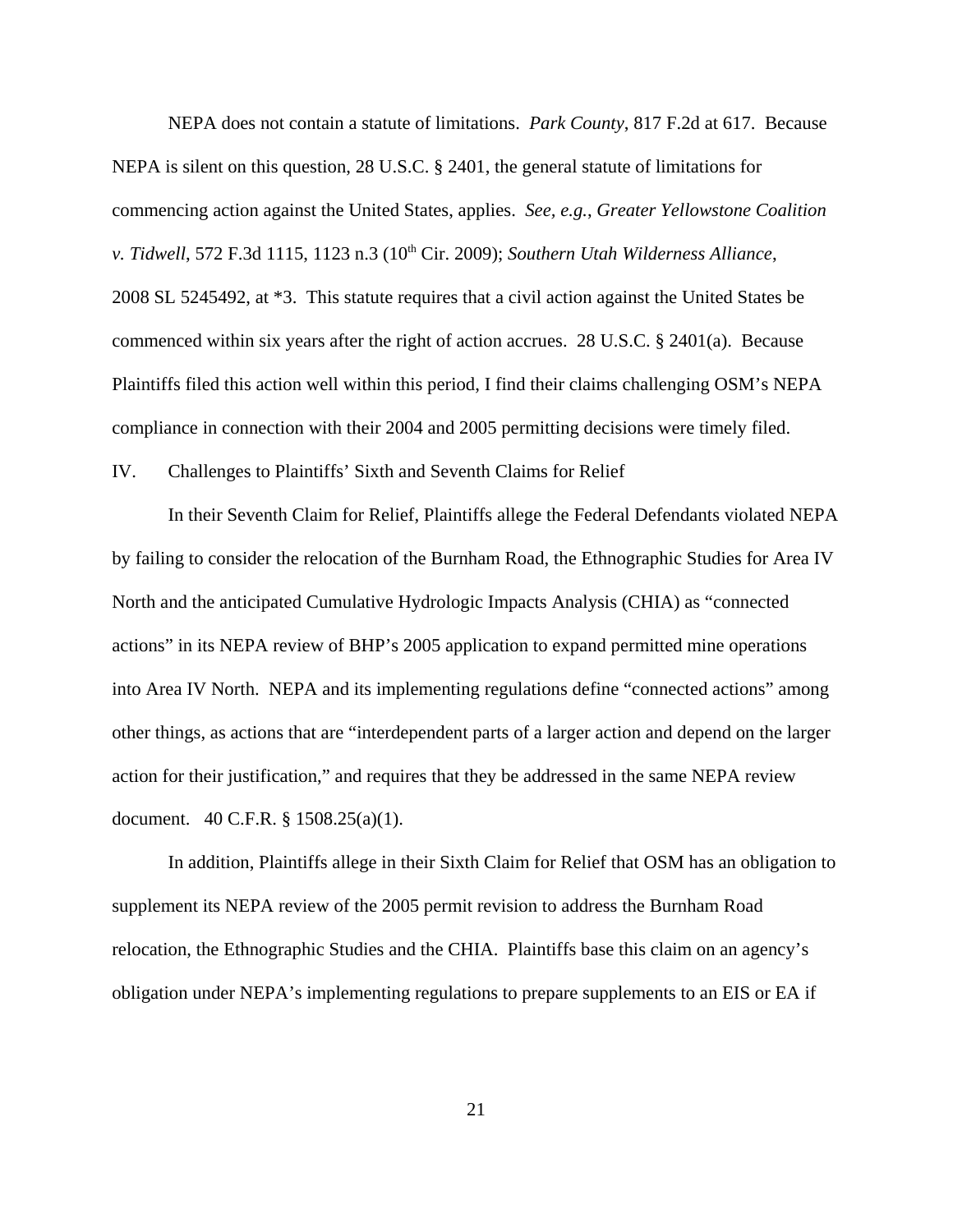NEPA does not contain a statute of limitations. *Park County*, 817 F.2d at 617. Because NEPA is silent on this question, 28 U.S.C. § 2401, the general statute of limitations for commencing action against the United States, applies. *See, e.g.*, *Greater Yellowstone Coalition v. Tidwell*, 572 F.3d 1115, 1123 n.3 (10th Cir. 2009); *Southern Utah Wilderness Alliance*, 2008 SL 5245492, at *3. This statute requires that a civil action against the United States be commenced within six years after the right of action accrues. 28 U.S.C. § 2401(a). Because Plaintiffs filed this action well within this period, I find their claims challenging OSM's NEPA compliance in connection with their 2004 and 2005 permitting decisions were timely filed.

IV. Challenges to Plaintiffs' Sixth and Seventh Claims for Relief

In their Seventh Claim for Relief, Plaintiffs allege the Federal Defendants violated NEPA by failing to consider the relocation of the Burnham Road, the Ethnographic Studies for Area IV North and the anticipated Cumulative Hydrologic Impacts Analysis (CHIA) as "connected actions" in its NEPA review of BHP's 2005 application to expand permitted mine operations into Area IV North. NEPA and its implementing regulations define "connected actions" among other things, as actions that are "interdependent parts of a larger action and depend on the larger action for their justification," and requires that they be addressed in the same NEPA review document. 40 C.F.R. § 1508.25(a)(1).

In addition, Plaintiffs allege in their Sixth Claim for Relief that OSM has an obligation to supplement its NEPA review of the 2005 permit revision to address the Burnham Road relocation, the Ethnographic Studies and the CHIA. Plaintiffs base this claim on an agency's obligation under NEPA's implementing regulations to prepare supplements to an EIS or EA if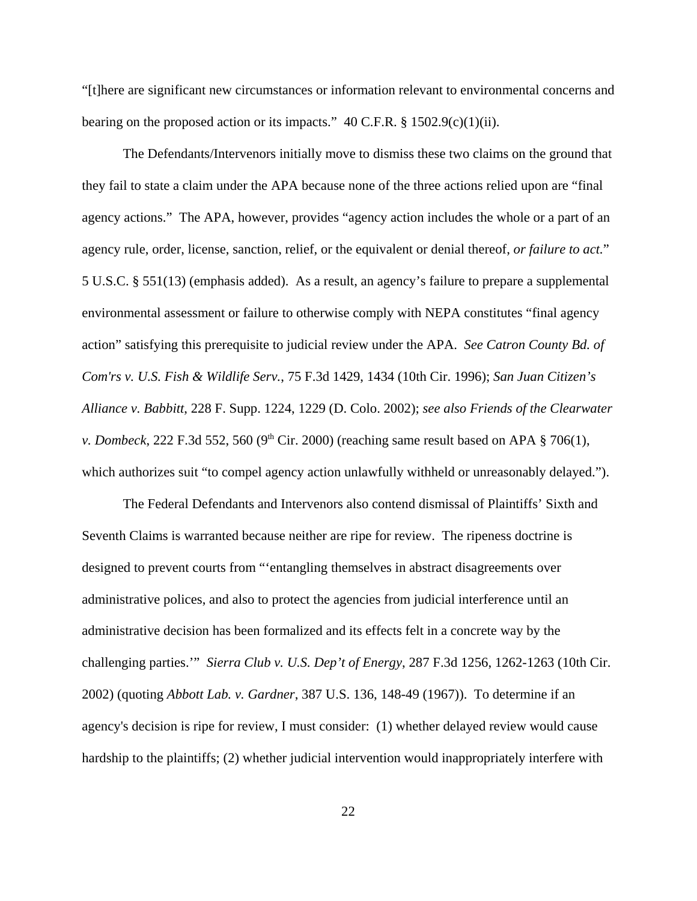"[t]here are significant new circumstances or information relevant to environmental concerns and bearing on the proposed action or its impacts." 40 C.F.R. § 1502.9(c)(1)(ii).

The Defendants/Intervenors initially move to dismiss these two claims on the ground that they fail to state a claim under the APA because none of the three actions relied upon are "final agency actions." The APA, however, provides "agency action includes the whole or a part of an agency rule, order, license, sanction, relief, or the equivalent or denial thereof, *or failure to act.*" 5 U.S.C. § 551(13) (emphasis added). As a result, an agency's failure to prepare a supplemental environmental assessment or failure to otherwise comply with NEPA constitutes "final agency action" satisfying this prerequisite to judicial review under the APA. *See Catron County Bd. of Com'rs v. U.S. Fish & Wildlife Serv.*, 75 F.3d 1429, 1434 (10th Cir. 1996); *San Juan Citizen's Alliance v. Babbitt*, 228 F. Supp. 1224, 1229 (D. Colo. 2002); *see also Friends of the Clearwater v. Dombeck*, 222 F.3d 552, 560 (9th Cir. 2000) (reaching same result based on APA § 706(1), which authorizes suit "to compel agency action unlawfully withheld or unreasonably delayed.").

The Federal Defendants and Intervenors also contend dismissal of Plaintiffs' Sixth and Seventh Claims is warranted because neither are ripe for review. The ripeness doctrine is designed to prevent courts from "'entangling themselves in abstract disagreements over administrative polices, and also to protect the agencies from judicial interference until an administrative decision has been formalized and its effects felt in a concrete way by the challenging parties.'" *Sierra Club v. U.S. Dep't of Energy*, 287 F.3d 1256, 1262-1263 (10th Cir. 2002) (quoting *Abbott Lab. v. Gardner*, 387 U.S. 136, 148-49 (1967)). To determine if an agency's decision is ripe for review, I must consider: (1) whether delayed review would cause hardship to the plaintiffs; (2) whether judicial intervention would inappropriately interfere with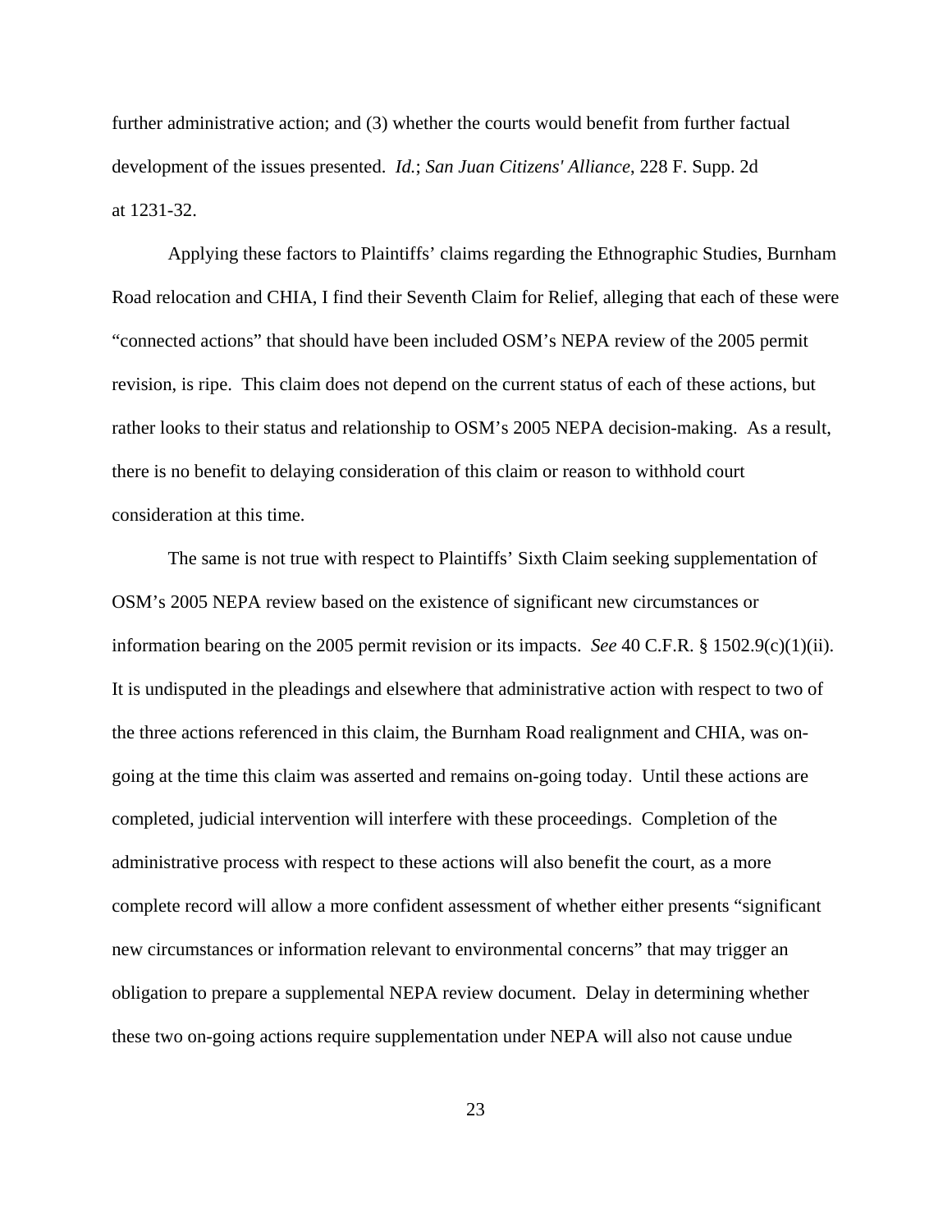further administrative action; and (3) whether the courts would benefit from further factual development of the issues presented. *Id.*; *San Juan Citizens' Alliance*, 228 F. Supp. 2d at 1231-32.

Applying these factors to Plaintiffs' claims regarding the Ethnographic Studies, Burnham Road relocation and CHIA, I find their Seventh Claim for Relief, alleging that each of these were "connected actions" that should have been included OSM's NEPA review of the 2005 permit revision, is ripe. This claim does not depend on the current status of each of these actions, but rather looks to their status and relationship to OSM's 2005 NEPA decision-making. As a result, there is no benefit to delaying consideration of this claim or reason to withhold court consideration at this time.

The same is not true with respect to Plaintiffs' Sixth Claim seeking supplementation of OSM's 2005 NEPA review based on the existence of significant new circumstances or information bearing on the 2005 permit revision or its impacts. *See* 40 C.F.R. § 1502.9(c)(1)(ii). It is undisputed in the pleadings and elsewhere that administrative action with respect to two of the three actions referenced in this claim, the Burnham Road realignment and CHIA, was on-going at the time this claim was asserted and remains on-going today. Until these actions are completed, judicial intervention will interfere with these proceedings. Completion of the administrative process with respect to these actions will also benefit the court, as a more complete record will allow a more confident assessment of whether either presents "significant new circumstances or information relevant to environmental concerns" that may trigger an obligation to prepare a supplemental NEPA review document. Delay in determining whether these two on-going actions require supplementation under NEPA will also not cause undue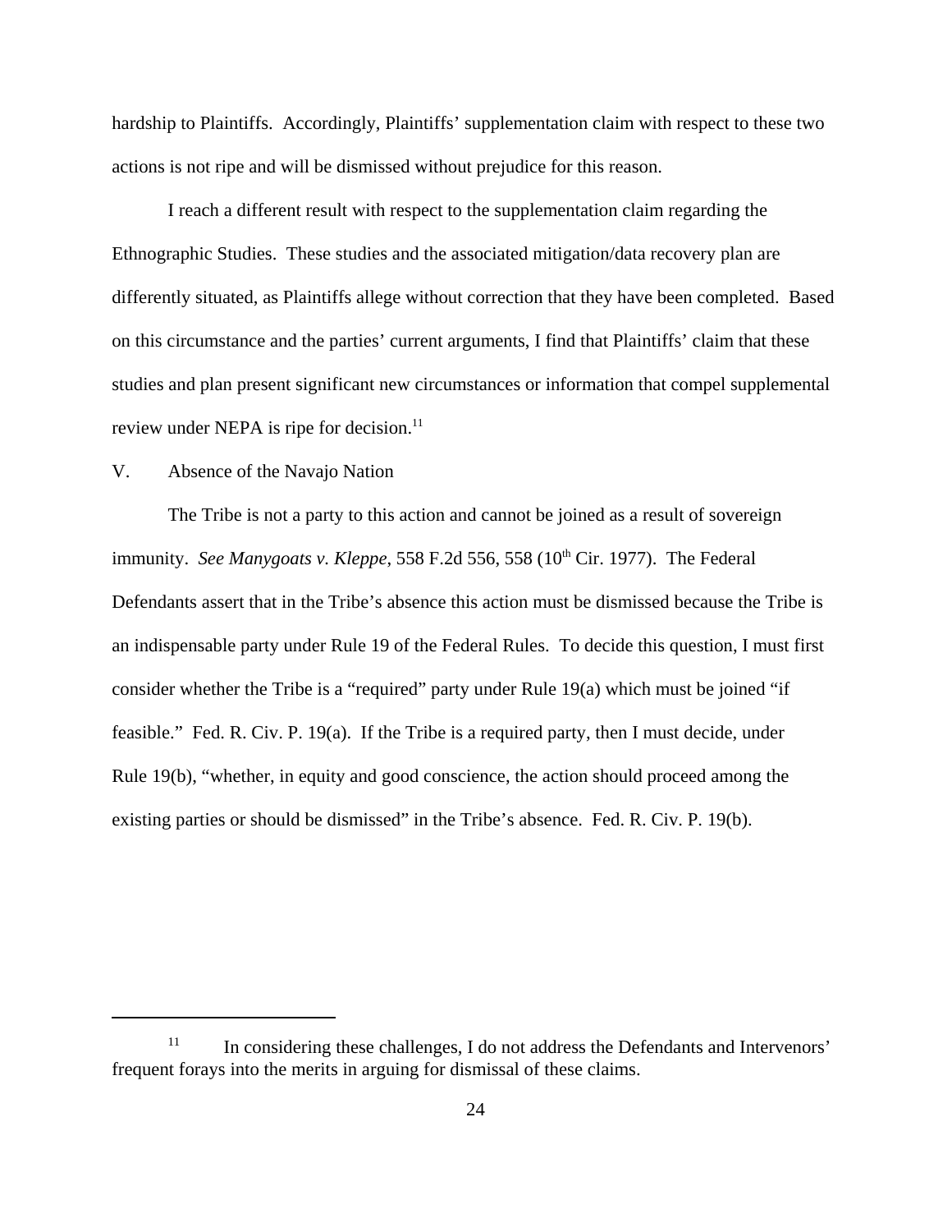hardship to Plaintiffs. Accordingly, Plaintiffs' supplementation claim with respect to these two actions is not ripe and will be dismissed without prejudice for this reason.

I reach a different result with respect to the supplementation claim regarding the Ethnographic Studies. These studies and the associated mitigation/data recovery plan are differently situated, as Plaintiffs allege without correction that they have been completed. Based on this circumstance and the parties' current arguments, I find that Plaintiffs' claim that these studies and plan present significant new circumstances or information that compel supplemental review under NEPA is ripe for decision.[11]

V. Absence of the Navajo Nation

The Tribe is not a party to this action and cannot be joined as a result of sovereign immunity. *See Manygoats v. Kleppe*, 558 F.2d 556, 558 (10th Cir. 1977). The Federal Defendants assert that in the Tribe's absence this action must be dismissed because the Tribe is an indispensable party under Rule 19 of the Federal Rules. To decide this question, I must first consider whether the Tribe is a "required" party under Rule 19(a) which must be joined "if feasible." Fed. R. Civ. P. 19(a). If the Tribe is a required party, then I must decide, under Rule 19(b), "whether, in equity and good conscience, the action should proceed among the existing parties or should be dismissed" in the Tribe's absence. Fed. R. Civ. P. 19(b).

---

[11] In considering these challenges, I do not address the Defendants and Intervenors' frequent forays into the merits in arguing for dismissal of these claims.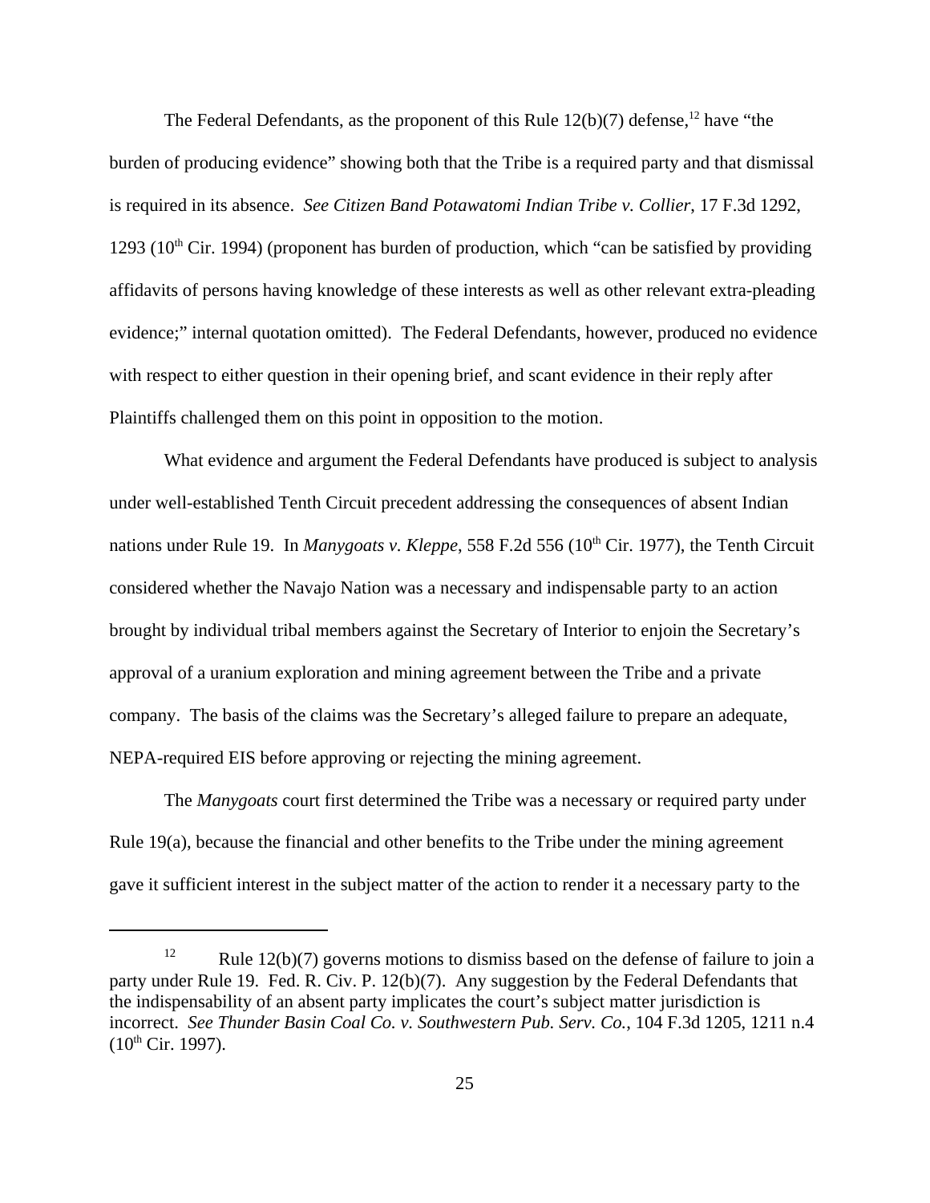The Federal Defendants, as the proponent of this Rule 12(b)(7) defense,[12] have "the burden of producing evidence" showing both that the Tribe is a required party and that dismissal is required in its absence. *See Citizen Band Potawatomi Indian Tribe v. Collier*, 17 F.3d 1292, 1293 (10th Cir. 1994) (proponent has burden of production, which "can be satisfied by providing affidavits of persons having knowledge of these interests as well as other relevant extra-pleading evidence;" internal quotation omitted). The Federal Defendants, however, produced no evidence with respect to either question in their opening brief, and scant evidence in their reply after Plaintiffs challenged them on this point in opposition to the motion.

What evidence and argument the Federal Defendants have produced is subject to analysis under well-established Tenth Circuit precedent addressing the consequences of absent Indian nations under Rule 19. In *Manygoats v. Kleppe*, 558 F.2d 556 (10th Cir. 1977), the Tenth Circuit considered whether the Navajo Nation was a necessary and indispensable party to an action brought by individual tribal members against the Secretary of Interior to enjoin the Secretary's approval of a uranium exploration and mining agreement between the Tribe and a private company. The basis of the claims was the Secretary's alleged failure to prepare an adequate, NEPA-required EIS before approving or rejecting the mining agreement.

The *Manygoats* court first determined the Tribe was a necessary or required party under Rule 19(a), because the financial and other benefits to the Tribe under the mining agreement gave it sufficient interest in the subject matter of the action to render it a necessary party to the

---

[12] Rule 12(b)(7) governs motions to dismiss based on the defense of failure to join a party under Rule 19. Fed. R. Civ. P. 12(b)(7). Any suggestion by the Federal Defendants that the indispensability of an absent party implicates the court's subject matter jurisdiction is incorrect. *See Thunder Basin Coal Co. v. Southwestern Pub. Serv. Co.*, 104 F.3d 1205, 1211 n.4 (10th Cir. 1997).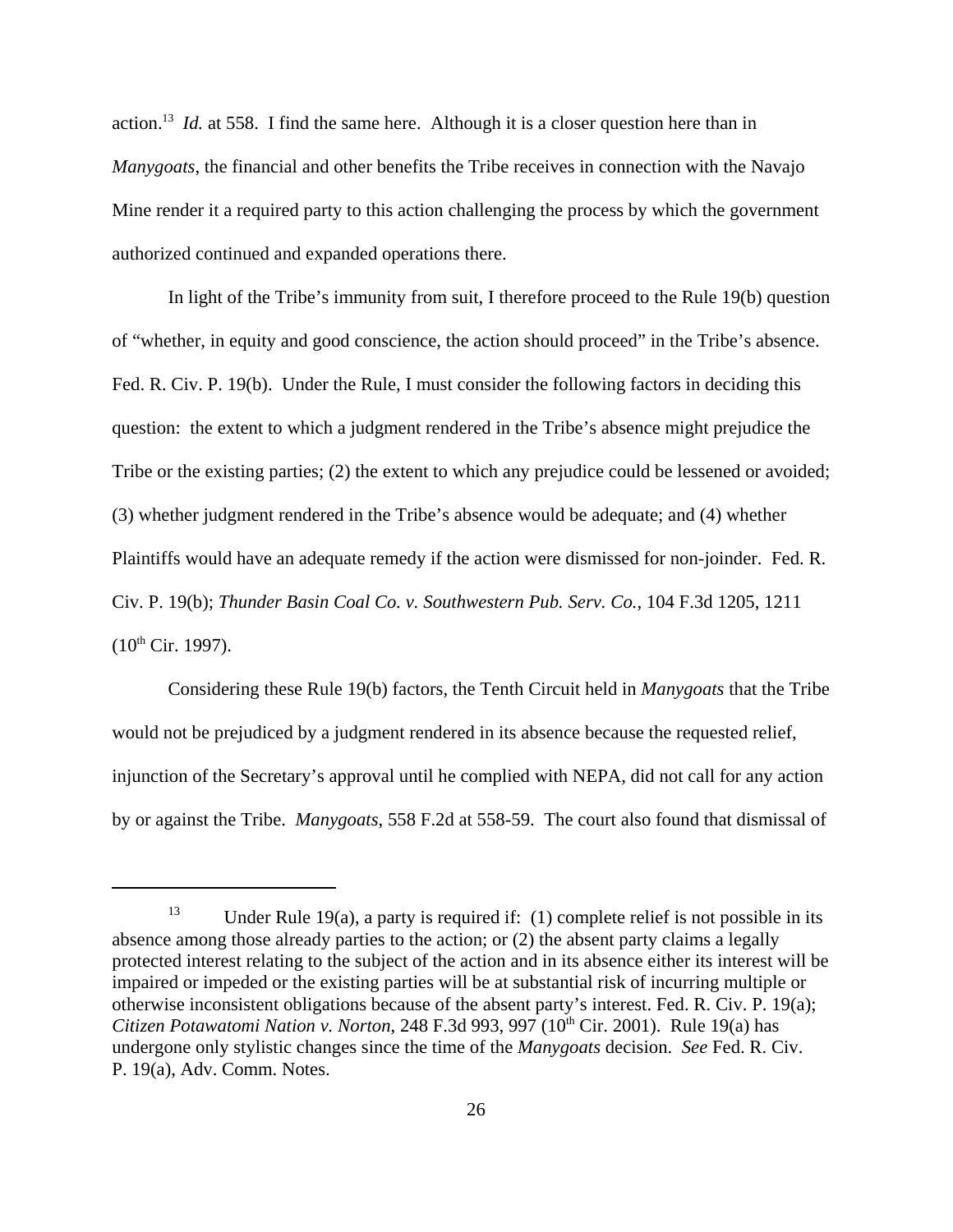action.[13] *Id.* at 558. I find the same here. Although it is a closer question here than in *Manygoats*, the financial and other benefits the Tribe receives in connection with the Navajo Mine render it a required party to this action challenging the process by which the government authorized continued and expanded operations there.

In light of the Tribe's immunity from suit, I therefore proceed to the Rule 19(b) question of "whether, in equity and good conscience, the action should proceed" in the Tribe's absence. Fed. R. Civ. P. 19(b). Under the Rule, I must consider the following factors in deciding this question: the extent to which a judgment rendered in the Tribe's absence might prejudice the Tribe or the existing parties; (2) the extent to which any prejudice could be lessened or avoided; (3) whether judgment rendered in the Tribe's absence would be adequate; and (4) whether Plaintiffs would have an adequate remedy if the action were dismissed for non-joinder. Fed. R. Civ. P. 19(b); *Thunder Basin Coal Co. v. Southwestern Pub. Serv. Co.*, 104 F.3d 1205, 1211 (10th Cir. 1997).

Considering these Rule 19(b) factors, the Tenth Circuit held in *Manygoats* that the Tribe would not be prejudiced by a judgment rendered in its absence because the requested relief, injunction of the Secretary's approval until he complied with NEPA, did not call for any action by or against the Tribe. *Manygoats*, 558 F.2d at 558-59. The court also found that dismissal of

---

[13] Under Rule 19(a), a party is required if: (1) complete relief is not possible in its absence among those already parties to the action; or (2) the absent party claims a legally protected interest relating to the subject of the action and in its absence either its interest will be impaired or impeded or the existing parties will be at substantial risk of incurring multiple or otherwise inconsistent obligations because of the absent party's interest. Fed. R. Civ. P. 19(a); *Citizen Potawatomi Nation v. Norton*, 248 F.3d 993, 997 (10th Cir. 2001). Rule 19(a) has undergone only stylistic changes since the time of the *Manygoats* decision. *See* Fed. R. Civ. P. 19(a), Adv. Comm. Notes.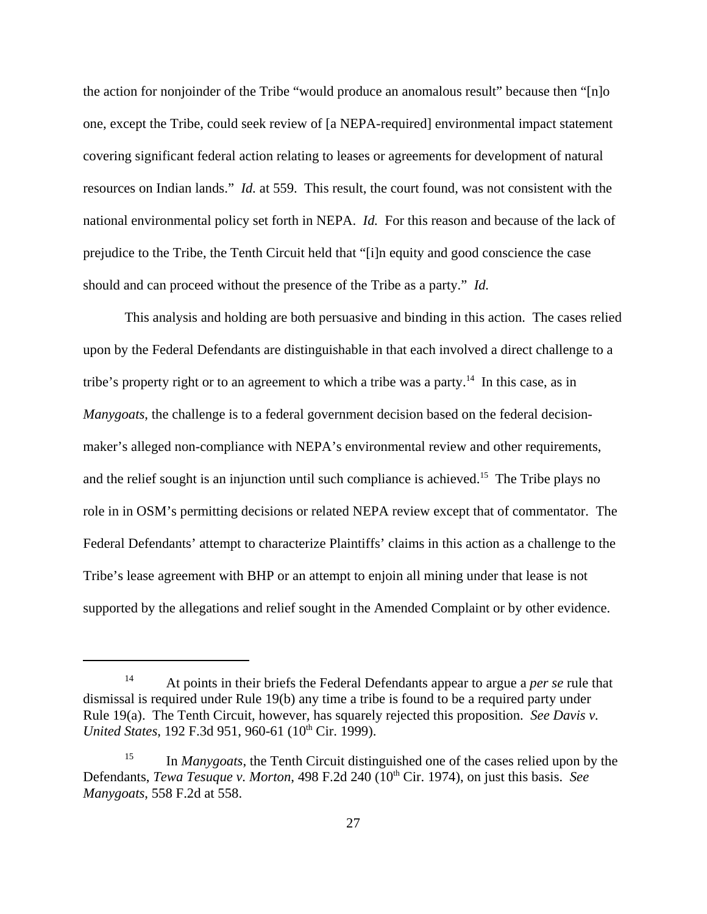the action for nonjoinder of the Tribe "would produce an anomalous result" because then "[n]o one, except the Tribe, could seek review of [a NEPA-required] environmental impact statement covering significant federal action relating to leases or agreements for development of natural resources on Indian lands." *Id.* at 559. This result, the court found, was not consistent with the national environmental policy set forth in NEPA. *Id.* For this reason and because of the lack of prejudice to the Tribe, the Tenth Circuit held that "[i]n equity and good conscience the case should and can proceed without the presence of the Tribe as a party." *Id.*

This analysis and holding are both persuasive and binding in this action. The cases relied upon by the Federal Defendants are distinguishable in that each involved a direct challenge to a tribe's property right or to an agreement to which a tribe was a party.[14] In this case, as in *Manygoats*, the challenge is to a federal government decision based on the federal decision-maker's alleged non-compliance with NEPA's environmental review and other requirements, and the relief sought is an injunction until such compliance is achieved.[15] The Tribe plays no role in in OSM's permitting decisions or related NEPA review except that of commentator. The Federal Defendants' attempt to characterize Plaintiffs' claims in this action as a challenge to the Tribe's lease agreement with BHP or an attempt to enjoin all mining under that lease is not supported by the allegations and relief sought in the Amended Complaint or by other evidence.

---

[14] At points in their briefs the Federal Defendants appear to argue a *per se* rule that dismissal is required under Rule 19(b) any time a tribe is found to be a required party under Rule 19(a). The Tenth Circuit, however, has squarely rejected this proposition. *See Davis v. United States*, 192 F.3d 951, 960-61 (10th Cir. 1999).

[15] In *Manygoats*, the Tenth Circuit distinguished one of the cases relied upon by the Defendants, *Tewa Tesuque v. Morton*, 498 F.2d 240 (10th Cir. 1974), on just this basis. *See Manygoats*, 558 F.2d at 558.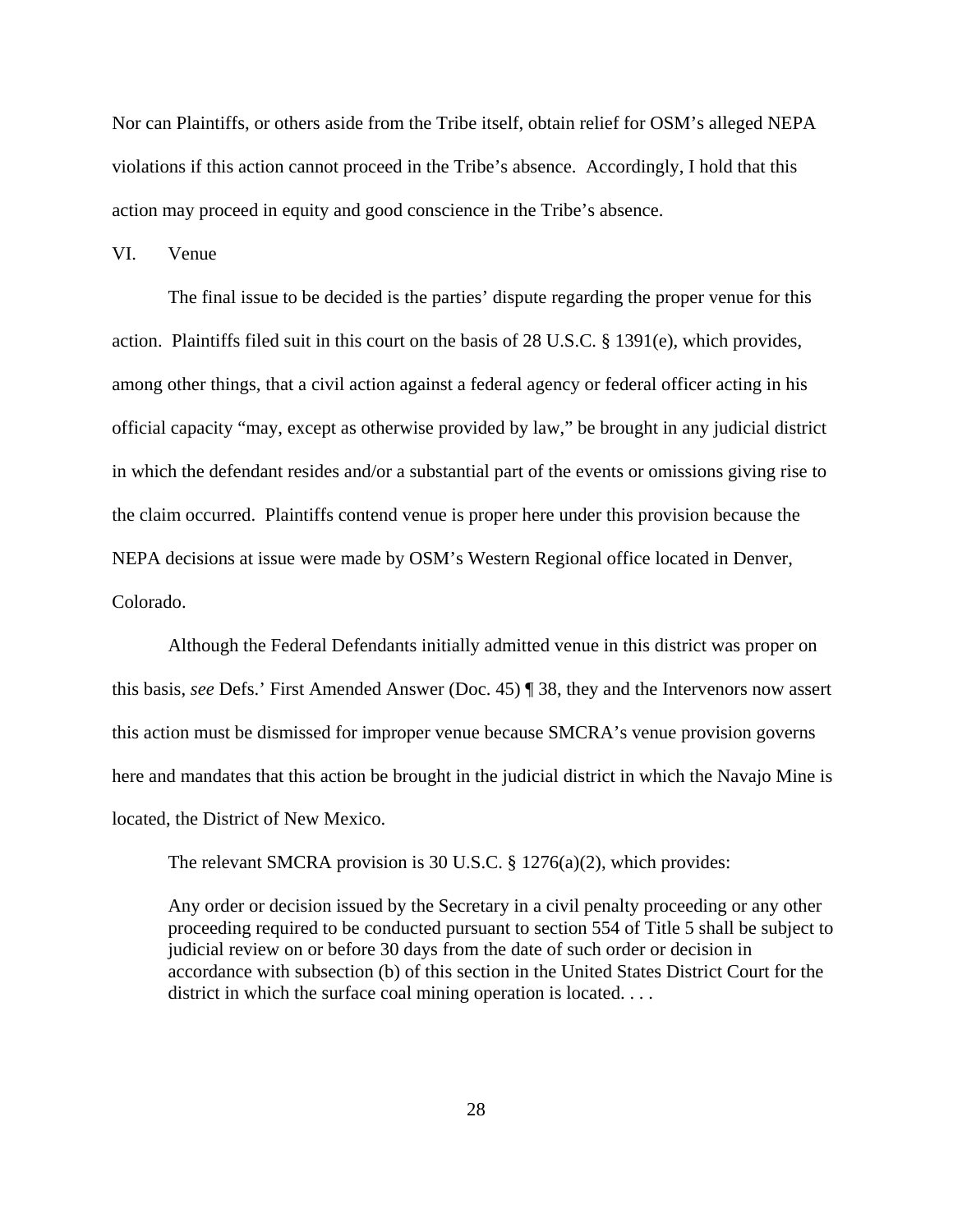Nor can Plaintiffs, or others aside from the Tribe itself, obtain relief for OSM's alleged NEPA violations if this action cannot proceed in the Tribe's absence. Accordingly, I hold that this action may proceed in equity and good conscience in the Tribe's absence.

## VI. Venue

The final issue to be decided is the parties' dispute regarding the proper venue for this action. Plaintiffs filed suit in this court on the basis of 28 U.S.C. § 1391(e), which provides, among other things, that a civil action against a federal agency or federal officer acting in his official capacity "may, except as otherwise provided by law," be brought in any judicial district in which the defendant resides and/or a substantial part of the events or omissions giving rise to the claim occurred. Plaintiffs contend venue is proper here under this provision because the NEPA decisions at issue were made by OSM's Western Regional office located in Denver, Colorado.

Although the Federal Defendants initially admitted venue in this district was proper on this basis, *see* Defs.' First Amended Answer (Doc. 45) ¶ 38, they and the Intervenors now assert this action must be dismissed for improper venue because SMCRA's venue provision governs here and mandates that this action be brought in the judicial district in which the Navajo Mine is located, the District of New Mexico.

The relevant SMCRA provision is 30 U.S.C. § 1276(a)(2), which provides:

> Any order or decision issued by the Secretary in a civil penalty proceeding or any other proceeding required to be conducted pursuant to section 554 of Title 5 shall be subject to judicial review on or before 30 days from the date of such order or decision in accordance with subsection (b) of this section in the United States District Court for the district in which the surface coal mining operation is located. . . .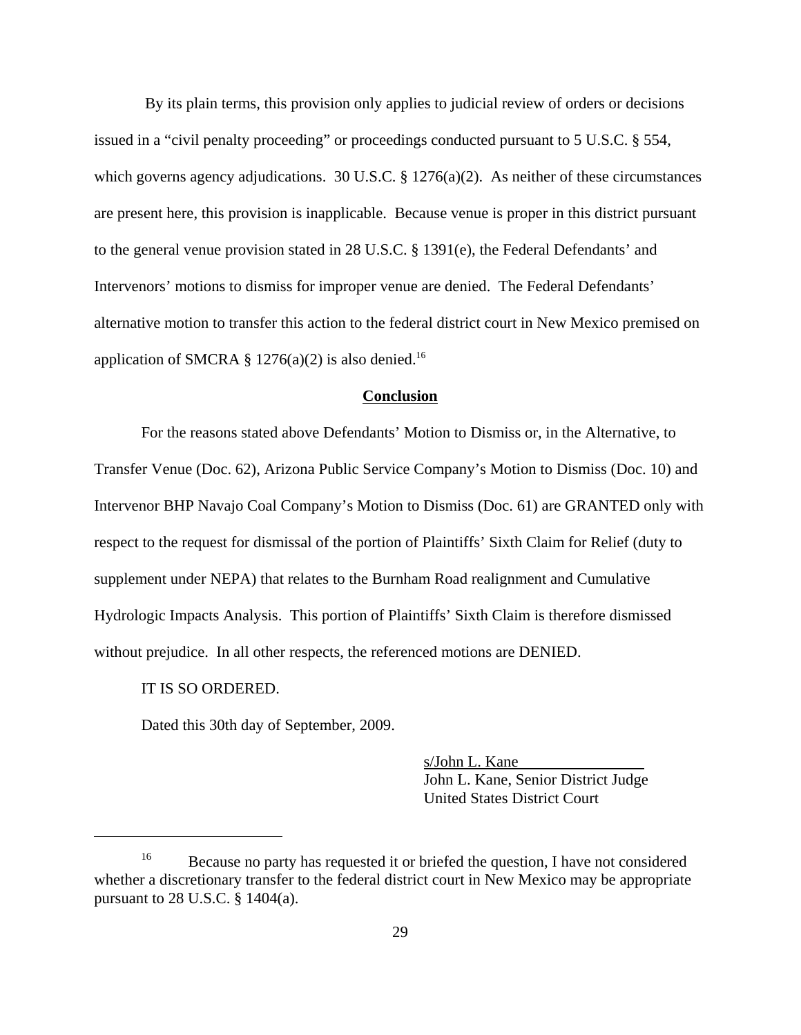By its plain terms, this provision only applies to judicial review of orders or decisions issued in a "civil penalty proceeding" or proceedings conducted pursuant to 5 U.S.C. § 554, which governs agency adjudications. 30 U.S.C. § 1276(a)(2). As neither of these circumstances are present here, this provision is inapplicable. Because venue is proper in this district pursuant to the general venue provision stated in 28 U.S.C. § 1391(e), the Federal Defendants' and Intervenors' motions to dismiss for improper venue are denied. The Federal Defendants' alternative motion to transfer this action to the federal district court in New Mexico premised on application of SMCRA § 1276(a)(2) is also denied.[16]

**Conclusion**

For the reasons stated above Defendants' Motion to Dismiss or, in the Alternative, to Transfer Venue (Doc. 62), Arizona Public Service Company's Motion to Dismiss (Doc. 10) and Intervenor BHP Navajo Coal Company's Motion to Dismiss (Doc. 61) are GRANTED only with respect to the request for dismissal of the portion of Plaintiffs' Sixth Claim for Relief (duty to supplement under NEPA) that relates to the Burnham Road realignment and Cumulative Hydrologic Impacts Analysis. This portion of Plaintiffs' Sixth Claim is therefore dismissed without prejudice. In all other respects, the referenced motions are DENIED.

IT IS SO ORDERED.

Dated this 30th day of September, 2009.

s/John L. Kane
John L. Kane, Senior District Judge
United States District Court

---

[16] Because no party has requested it or briefed the question, I have not considered whether a discretionary transfer to the federal district court in New Mexico may be appropriate pursuant to 28 U.S.C. § 1404(a).